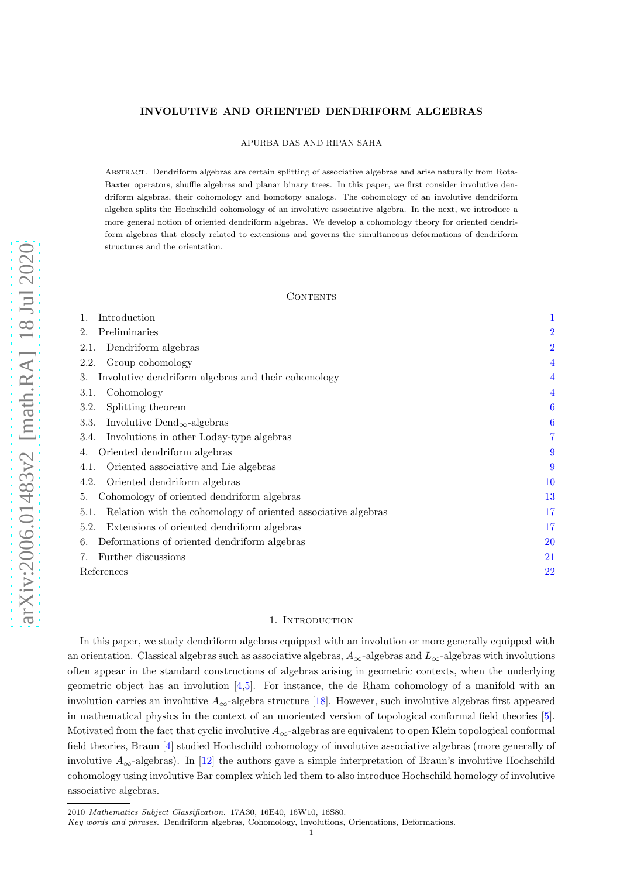# INVOLUTIVE AND ORIENTED DENDRIFORM ALGEBRAS

APURBA DAS AND RIPAN SAHA

Abstract. Dendriform algebras are certain splitting of associative algebras and arise naturally from Rota-Baxter operators, shuffle algebras and planar binary trees. In this paper, we first consider involutive dendriform algebras, their cohomology and homotopy analogs. The cohomology of an involutive dendriform algebra splits the Hochschild cohomology of an involutive associative algebra. In the next, we introduce a more general notion of oriented dendriform algebras. We develop a cohomology theory for oriented dendriform algebras that closely related to extensions and governs the simultaneous deformations of dendriform structures and the orientation.

## Contents

1. Introduction 1
2. Preliminaries 2
2.1. Dendriform algebras 2
2.2. Group cohomology 4
3. Involutive dendriform algebras and their cohomology 4
3.1. Cohomology 4
3.2. Splitting theorem 6
3.3. Involutive $\mathrm{Dend}_\infty$-algebras 6
3.4. Involutions in other Loday-type algebras 7
4. Oriented dendriform algebras 9
4.1. Oriented associative and Lie algebras 9
4.2. Oriented dendriform algebras 10
5. Cohomology of oriented dendriform algebras 13
5.1. Relation with the cohomology of oriented associative algebras 17
5.2. Extensions of oriented dendriform algebras 17
6. Deformations of oriented dendriform algebras 20
7. Further discussions 21
References 22

## 1. Introduction

In this paper, we study dendriform algebras equipped with an involution or more generally equipped with an orientation. Classical algebras such as associative algebras, $A_\infty$-algebras and $L_\infty$-algebras with involutions often appear in the standard constructions of algebras arising in geometric contexts, when the underlying geometric object has an involution [4,5]. For instance, the de Rham cohomology of a manifold with an involution carries an involutive $A_\infty$-algebra structure [18]. However, such involutive algebras first appeared in mathematical physics in the context of an unoriented version of topological conformal field theories [5]. Motivated from the fact that cyclic involutive $A_\infty$-algebras are equivalent to open Klein topological conformal field theories, Braun [4] studied Hochschild cohomology of involutive associative algebras (more generally of involutive $A_\infty$-algebras). In [12] the authors gave a simple interpretation of Braun's involutive Hochschild cohomology using involutive Bar complex which led them to also introduce Hochschild homology of involutive associative algebras.

---

2010 *Mathematics Subject Classification.* 17A30, 16E40, 16W10, 16S80.

*Key words and phrases.* Dendriform algebras, Cohomology, Involutions, Orientations, Deformations.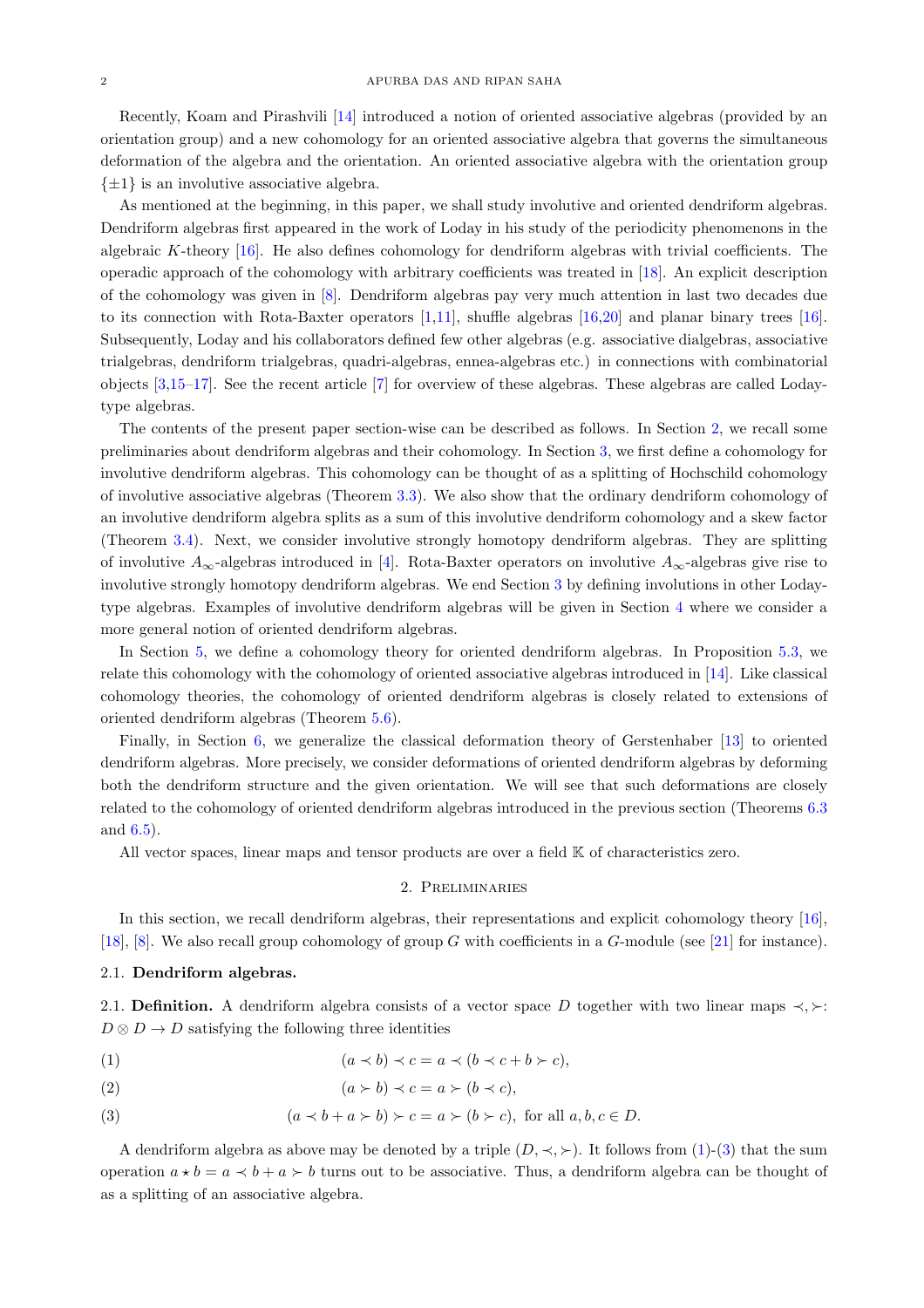Recently, Koam and Pirashvili [14] introduced a notion of oriented associative algebras (provided by an orientation group) and a new cohomology for an oriented associative algebra that governs the simultaneous deformation of the algebra and the orientation. An oriented associative algebra with the orientation group $\{\pm 1\}$ is an involutive associative algebra.

As mentioned at the beginning, in this paper, we shall study involutive and oriented dendriform algebras. Dendriform algebras first appeared in the work of Loday in his study of the periodicity phenomenons in the algebraic $K$-theory [16]. He also defines cohomology for dendriform algebras with trivial coefficients. The operadic approach of the cohomology with arbitrary coefficients was treated in [18]. An explicit description of the cohomology was given in [8]. Dendriform algebras pay very much attention in last two decades due to its connection with Rota-Baxter operators [1,11], shuffle algebras [16,20] and planar binary trees [16]. Subsequently, Loday and his collaborators defined few other algebras (e.g. associative dialgebras, associative trialgebras, dendriform trialgebras, quadri-algebras, ennea-algebras etc.) in connections with combinatorial objects [3,15–17]. See the recent article [7] for overview of these algebras. These algebras are called Loday-type algebras.

The contents of the present paper section-wise can be described as follows. In Section 2, we recall some preliminaries about dendriform algebras and their cohomology. In Section 3, we first define a cohomology for involutive dendriform algebras. This cohomology can be thought of as a splitting of Hochschild cohomology of involutive associative algebras (Theorem 3.3). We also show that the ordinary dendriform cohomology of an involutive dendriform algebra splits as a sum of this involutive dendriform cohomology and a skew factor (Theorem 3.4). Next, we consider involutive strongly homotopy dendriform algebras. They are splitting of involutive $A_\infty$-algebras introduced in [4]. Rota-Baxter operators on involutive $A_\infty$-algebras give rise to involutive strongly homotopy dendriform algebras. We end Section 3 by defining involutions in other Loday-type algebras. Examples of involutive dendriform algebras will be given in Section 4 where we consider a more general notion of oriented dendriform algebras.

In Section 5, we define a cohomology theory for oriented dendriform algebras. In Proposition 5.3, we relate this cohomology with the cohomology of oriented associative algebras introduced in [14]. Like classical cohomology theories, the cohomology of oriented dendriform algebras is closely related to extensions of oriented dendriform algebras (Theorem 5.6).

Finally, in Section 6, we generalize the classical deformation theory of Gerstenhaber [13] to oriented dendriform algebras. More precisely, we consider deformations of oriented dendriform algebras by deforming both the dendriform structure and the given orientation. We will see that such deformations are closely related to the cohomology of oriented dendriform algebras introduced in the previous section (Theorems 6.3 and 6.5).

All vector spaces, linear maps and tensor products are over a field $\mathbb{K}$ of characteristics zero.

## 2. Preliminaries

In this section, we recall dendriform algebras, their representations and explicit cohomology theory [16], [18], [8]. We also recall group cohomology of group $G$ with coefficients in a $G$-module (see [21] for instance).

### 2.1. Dendriform algebras.

**2.1. Definition.** A dendriform algebra consists of a vector space $D$ together with two linear maps $\prec, \succ \colon D \otimes D \to D$ satisfying the following three identities

$$(a \prec b) \prec c = a \prec (b \prec c + b \succ c), \tag{1}$$

$$(a \succ b) \prec c = a \succ (b \prec c), \tag{2}$$

$$(a \prec b + a \succ b) \succ c = a \succ (b \succ c), \text{ for all } a, b, c \in D. \tag{3}$$

A dendriform algebra as above may be denoted by a triple $(D, \prec, \succ)$. It follows from (1)-(3) that the sum operation $a \star b = a \prec b + a \succ b$ turns out to be associative. Thus, a dendriform algebra can be thought of as a splitting of an associative algebra.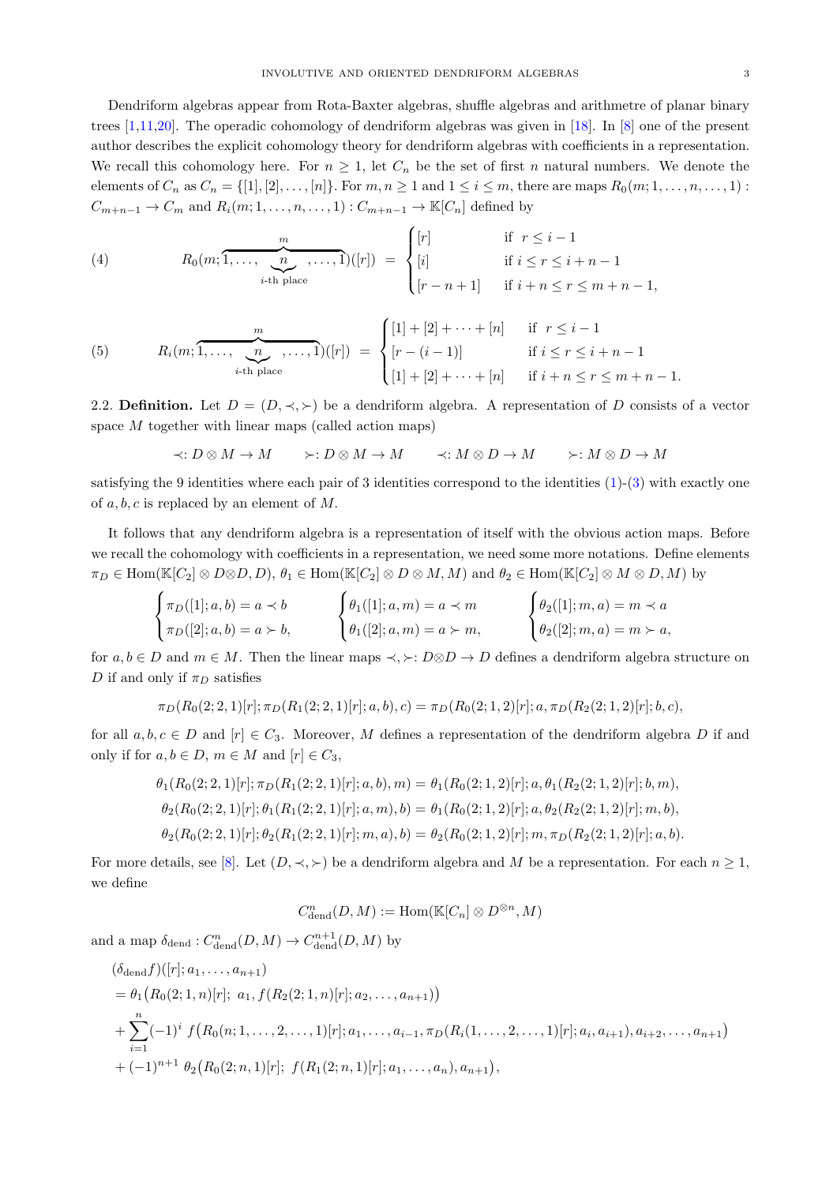Dendriform algebras appear from Rota-Baxter algebras, shuffle algebras and arithmetre of planar binary trees [1,11,20]. The operadic cohomology of dendriform algebras was given in [18]. In [8] one of the present author describes the explicit cohomology theory for dendriform algebras with coefficients in a representation. We recall this cohomology here. For $n \geq 1$, let $C_n$ be the set of first $n$ natural numbers. We denote the elements of $C_n$ as $C_n = \{[1], [2], \ldots, [n]\}$. For $m, n \geq 1$ and $1 \leq i \leq m$, there are maps $R_0(m; 1, \ldots, n, \ldots, 1) : C_{m+n-1} \to C_m$ and $R_i(m; 1, \ldots, n, \ldots, 1) : C_{m+n-1} \to \mathbb{K}[C_n]$ defined by

$$
R_0(m; \overbrace{1, \ldots, \underbrace{n}_{i\text{-th place}}, \ldots, 1}^{m})([r]) = \begin{cases} [r] & \text{if } r \leq i-1 \\ [i] & \text{if } i \leq r \leq i+n-1 \\ [r-n+1] & \text{if } i+n \leq r \leq m+n-1, \end{cases} \tag{4}
$$

$$
R_i(m; \overbrace{1, \ldots, \underbrace{n}_{i\text{-th place}}, \ldots, 1}^{m})([r]) = \begin{cases} [1]+[2]+\cdots+[n] & \text{if } r \leq i-1 \\ [r-(i-1)] & \text{if } i \leq r \leq i+n-1 \\ [1]+[2]+\cdots+[n] & \text{if } i+n \leq r \leq m+n-1. \end{cases} \tag{5}
$$

2.2. **Definition.** Let $D = (D, \prec, \succ)$ be a dendriform algebra. A representation of $D$ consists of a vector space $M$ together with linear maps (called action maps)

$$
\prec : D \otimes M \to M \qquad \succ : D \otimes M \to M \qquad \prec : M \otimes D \to M \qquad \succ : M \otimes D \to M
$$

satisfying the 9 identities where each pair of 3 identities correspond to the identities (1)-(3) with exactly one of $a, b, c$ is replaced by an element of $M$.

It follows that any dendriform algebra is a representation of itself with the obvious action maps. Before we recall the cohomology with coefficients in a representation, we need some more notations. Define elements $\pi_D \in \mathrm{Hom}(\mathbb{K}[C_2] \otimes D \otimes D, D)$, $\theta_1 \in \mathrm{Hom}(\mathbb{K}[C_2] \otimes D \otimes M, M)$ and $\theta_2 \in \mathrm{Hom}(\mathbb{K}[C_2] \otimes M \otimes D, M)$ by

$$
\begin{cases} \pi_D([1]; a, b) = a \prec b \\ \pi_D([2]; a, b) = a \succ b, \end{cases} \qquad \begin{cases} \theta_1([1]; a, m) = a \prec m \\ \theta_1([2]; a, m) = a \succ m, \end{cases} \qquad \begin{cases} \theta_2([1]; m, a) = m \prec a \\ \theta_2([2]; m, a) = m \succ a, \end{cases}
$$

for $a, b \in D$ and $m \in M$. Then the linear maps $\prec, \succ : D \otimes D \to D$ defines a dendriform algebra structure on $D$ if and only if $\pi_D$ satisfies

$$
\pi_D(R_0(2;2,1)[r]; \pi_D(R_1(2;2,1)[r]; a, b), c) = \pi_D(R_0(2;1,2)[r]; a, \pi_D(R_2(2;1,2)[r]; b, c),
$$

for all $a, b, c \in D$ and $[r] \in C_3$. Moreover, $M$ defines a representation of the dendriform algebra $D$ if and only if for $a, b \in D$, $m \in M$ and $[r] \in C_3$,

$$
\begin{aligned}
\theta_1(R_0(2;2,1)[r]; \pi_D(R_1(2;2,1)[r]; a, b), m) &= \theta_1(R_0(2;1,2)[r]; a, \theta_1(R_2(2;1,2)[r]; b, m), \\
\theta_2(R_0(2;2,1)[r]; \theta_1(R_1(2;2,1)[r]; a, m), b) &= \theta_1(R_0(2;1,2)[r]; a, \theta_2(R_2(2;1,2)[r]; m, b), \\
\theta_2(R_0(2;2,1)[r]; \theta_2(R_1(2;2,1)[r]; m, a), b) &= \theta_2(R_0(2;1,2)[r]; m, \pi_D(R_2(2;1,2)[r]; a, b).
\end{aligned}
$$

For more details, see [8]. Let $(D, \prec, \succ)$ be a dendriform algebra and $M$ be a representation. For each $n \geq 1$, we define

$$
C^n_{\mathrm{dend}}(D, M) := \mathrm{Hom}(\mathbb{K}[C_n] \otimes D^{\otimes n}, M)
$$

and a map $\delta_{\mathrm{dend}} : C^n_{\mathrm{dend}}(D, M) \to C^{n+1}_{\mathrm{dend}}(D, M)$ by

$$
\begin{aligned}
&(\delta_{\mathrm{dend}} f)([r]; a_1, \ldots, a_{n+1}) \\
&= \theta_1\big(R_0(2;1,n)[r];\ a_1, f(R_2(2;1,n)[r]; a_2, \ldots, a_{n+1})\big) \\
&+ \sum_{i=1}^{n} (-1)^i\ f\big(R_0(n;1,\ldots,2,\ldots,1)[r]; a_1, \ldots, a_{i-1}, \pi_D(R_i(1,\ldots,2,\ldots,1)[r]; a_i, a_{i+1}), a_{i+2}, \ldots, a_{n+1}\big) \\
&+ (-1)^{n+1}\ \theta_2\big(R_0(2;n,1)[r];\ f(R_1(2;n,1)[r]; a_1, \ldots, a_n), a_{n+1}\big),
\end{aligned}
$$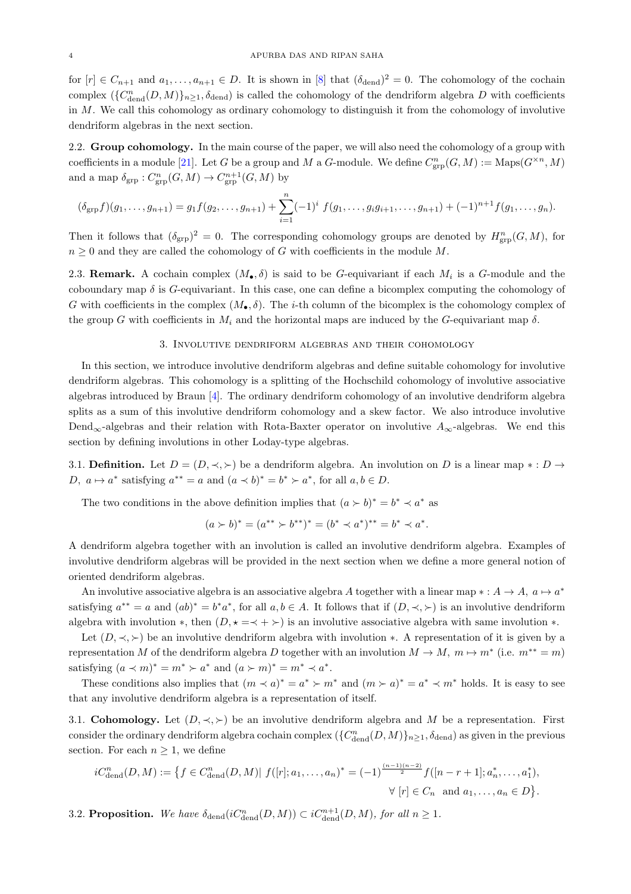for $[r] \in C_{n+1}$ and $a_1, \ldots, a_{n+1} \in D$. It is shown in [8] that $(\delta_{\text{dend}})^2 = 0$. The cohomology of the cochain complex $(\{C^n_{\text{dend}}(D, M)\}_{n \geq 1}, \delta_{\text{dend}})$ is called the cohomology of the dendriform algebra $D$ with coefficients in $M$. We call this cohomology as ordinary cohomology to distinguish it from the cohomology of involutive dendriform algebras in the next section.

2.2. **Group cohomology.** In the main course of the paper, we will also need the cohomology of a group with coefficients in a module [21]. Let $G$ be a group and $M$ a $G$-module. We define $C^n_{\text{grp}}(G, M) := \text{Maps}(G^{\times n}, M)$ and a map $\delta_{\text{grp}} : C^n_{\text{grp}}(G, M) \to C^{n+1}_{\text{grp}}(G, M)$ by

$$(\delta_{\text{grp}} f)(g_1, \ldots, g_{n+1}) = g_1 f(g_2, \ldots, g_{n+1}) + \sum_{i=1}^{n} (-1)^i \ f(g_1, \ldots, g_i g_{i+1}, \ldots, g_{n+1}) + (-1)^{n+1} f(g_1, \ldots, g_n).$$

Then it follows that $(\delta_{\text{grp}})^2 = 0$. The corresponding cohomology groups are denoted by $H^n_{\text{grp}}(G, M)$, for $n \geq 0$ and they are called the cohomology of $G$ with coefficients in the module $M$.

2.3. **Remark.** A cochain complex $(M_\bullet, \delta)$ is said to be $G$-equivariant if each $M_i$ is a $G$-module and the coboundary map $\delta$ is $G$-equivariant. In this case, one can define a bicomplex computing the cohomology of $G$ with coefficients in the complex $(M_\bullet, \delta)$. The $i$-th column of the bicomplex is the cohomology complex of the group $G$ with coefficients in $M_i$ and the horizontal maps are induced by the $G$-equivariant map $\delta$.

## 3. Involutive dendriform algebras and their cohomology

In this section, we introduce involutive dendriform algebras and define suitable cohomology for involutive dendriform algebras. This cohomology is a splitting of the Hochschild cohomology of involutive associative algebras introduced by Braun [4]. The ordinary dendriform cohomology of an involutive dendriform algebra splits as a sum of this involutive dendriform cohomology and a skew factor. We also introduce involutive $\text{Dend}_\infty$-algebras and their relation with Rota-Baxter operator on involutive $A_\infty$-algebras. We end this section by defining involutions in other Loday-type algebras.

3.1. **Definition.** Let $D = (D, \prec, \succ)$ be a dendriform algebra. An involution on $D$ is a linear map $* : D \to D, \ a \mapsto a^*$ satisfying $a^{**} = a$ and $(a \prec b)^* = b^* \succ a^*$, for all $a, b \in D$.

The two conditions in the above definition implies that $(a \succ b)^* = b^* \prec a^*$ as

$$(a \succ b)^* = (a^{**} \succ b^{**})^* = (b^* \prec a^*)^{**} = b^* \prec a^*.$$

A dendriform algebra together with an involution is called an involutive dendriform algebra. Examples of involutive dendriform algebras will be provided in the next section when we define a more general notion of oriented dendriform algebras.

An involutive associative algebra is an associative algebra $A$ together with a linear map $* : A \to A, \ a \mapsto a^*$ satisfying $a^{**} = a$ and $(ab)^* = b^* a^*$, for all $a, b \in A$. It follows that if $(D, \prec, \succ)$ is an involutive dendriform algebra with involution $*$, then $(D, \star = \prec + \succ)$ is an involutive associative algebra with same involution $*$.

Let $(D, \prec, \succ)$ be an involutive dendriform algebra with involution $*$. A representation of it is given by a representation $M$ of the dendriform algebra $D$ together with an involution $M \to M, \ m \mapsto m^*$ (i.e. $m^{**} = m$) satisfying $(a \prec m)^* = m^* \succ a^*$ and $(a \succ m)^* = m^* \prec a^*$.

These conditions also implies that $(m \prec a)^* = a^* \succ m^*$ and $(m \succ a)^* = a^* \prec m^*$ holds. It is easy to see that any involutive dendriform algebra is a representation of itself.

3.1. **Cohomology.** Let $(D, \prec, \succ)$ be an involutive dendriform algebra and $M$ be a representation. First consider the ordinary dendriform algebra cochain complex $(\{C^n_{\text{dend}}(D, M)\}_{n \geq 1}, \delta_{\text{dend}})$ as given in the previous section. For each $n \geq 1$, we define

$$iC^n_{\text{dend}}(D, M) := \big\{ f \in C^n_{\text{dend}}(D, M) | \ f([r]; a_1, \ldots, a_n)^* = (-1)^{\frac{(n-1)(n-2)}{2}} f([n-r+1]; a_n^*, \ldots, a_1^*),$$
$$\forall \ [r] \in C_n \ \text{ and } a_1, \ldots, a_n \in D \big\}.$$

3.2. **Proposition.** *We have $\delta_{\text{dend}}(iC^n_{\text{dend}}(D, M)) \subset iC^{n+1}_{\text{dend}}(D, M)$, for all $n \geq 1$.*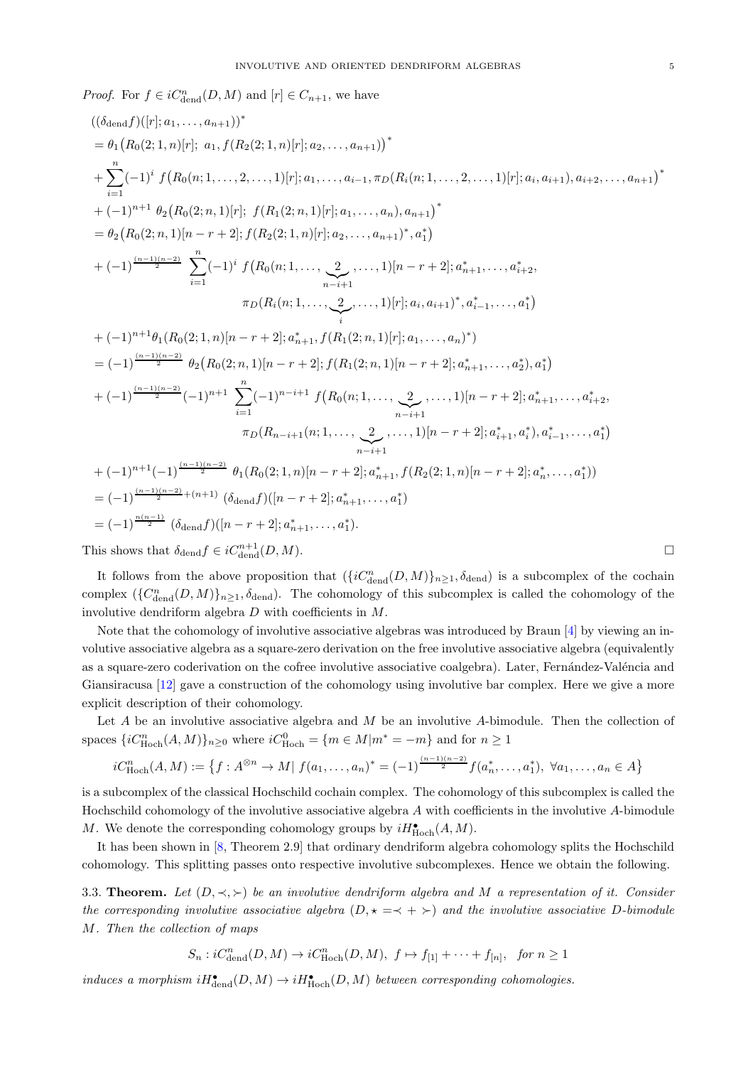*Proof.* For $f \in iC^n_{\mathrm{dend}}(D, M)$ and $[r] \in C_{n+1}$, we have

$$
\begin{aligned}
&((\delta_{\mathrm{dend}} f)([r]; a_1, \ldots, a_{n+1}))^* \\
&= \theta_1\big(R_0(2;1,n)[r];\ a_1, f(R_2(2;1,n)[r]; a_2, \ldots, a_{n+1})\big)^* \\
&+ \sum_{i=1}^{n} (-1)^i\ f\big(R_0(n;1,\ldots,2,\ldots,1)[r]; a_1, \ldots, a_{i-1}, \pi_D(R_i(n;1,\ldots,2,\ldots,1)[r]; a_i, a_{i+1}), a_{i+2}, \ldots, a_{n+1}\big)^* \\
&+ (-1)^{n+1}\ \theta_2\big(R_0(2;n,1)[r];\ f(R_1(2;n,1)[r]; a_1, \ldots, a_n), a_{n+1}\big)^* \\
&= \theta_2\big(R_0(2;n,1)[n-r+2]; f(R_2(2;1,n)[r]; a_2, \ldots, a_{n+1})^*, a_1^*\big) \\
&+ (-1)^{\frac{(n-1)(n-2)}{2}}\ \sum_{i=1}^{n} (-1)^i\ f\big(R_0(n;1,\ldots,\underbrace{2}_{n-i+1},\ldots,1)[n-r+2]; a_{n+1}^*, \ldots, a_{i+2}^*, \\
&\qquad\qquad \pi_D(R_i(n;1,\ldots,\underbrace{2}_{i},\ldots,1)[r]; a_i, a_{i+1})^*, a_{i-1}^*, \ldots, a_1^*\big) \\
&+ (-1)^{n+1}\theta_1(R_0(2;1,n)[n-r+2]; a_{n+1}^*, f(R_1(2;n,1)[r]; a_1, \ldots, a_n)^*) \\
&= (-1)^{\frac{(n-1)(n-2)}{2}}\ \theta_2\big(R_0(2;n,1)[n-r+2]; f(R_1(2;n,1)[n-r+2]; a_{n+1}^*, \ldots, a_2^*), a_1^*\big) \\
&+ (-1)^{\frac{(n-1)(n-2)}{2}}(-1)^{n+1}\ \sum_{i=1}^{n} (-1)^{n-i+1}\ f\big(R_0(n;1,\ldots,\underbrace{2}_{n-i+1},\ldots,1)[n-r+2]; a_{n+1}^*, \ldots, a_{i+2}^*, \\
&\qquad\qquad \pi_D(R_{n-i+1}(n;1,\ldots,\underbrace{2}_{n-i+1},\ldots,1)[n-r+2]; a_{i+1}^*, a_i^*), a_{i-1}^*, \ldots, a_1^*\big) \\
&+ (-1)^{n+1}(-1)^{\frac{(n-1)(n-2)}{2}}\ \theta_1(R_0(2;1,n)[n-r+2]; a_{n+1}^*, f(R_2(2;1,n)[n-r+2]; a_n^*, \ldots, a_1^*)) \\
&= (-1)^{\frac{(n-1)(n-2)}{2}+(n+1)}\ (\delta_{\mathrm{dend}} f)([n-r+2]; a_{n+1}^*, \ldots, a_1^*) \\
&= (-1)^{\frac{n(n-1)}{2}}\ (\delta_{\mathrm{dend}} f)([n-r+2]; a_{n+1}^*, \ldots, a_1^*).
\end{aligned}
$$

This shows that $\delta_{\mathrm{dend}} f \in iC^{n+1}_{\mathrm{dend}}(D, M)$. ∎

It follows from the above proposition that $(\{iC^n_{\mathrm{dend}}(D, M)\}_{n \geq 1}, \delta_{\mathrm{dend}})$ is a subcomplex of the cochain complex $(\{C^n_{\mathrm{dend}}(D, M)\}_{n \geq 1}, \delta_{\mathrm{dend}})$. The cohomology of this subcomplex is called the cohomology of the involutive dendriform algebra $D$ with coefficients in $M$.

Note that the cohomology of involutive associative algebras was introduced by Braun [4] by viewing an involutive associative algebra as a square-zero derivation on the free involutive associative algebra (equivalently as a square-zero coderivation on the cofree involutive associative coalgebra). Later, Fernández-Valéncia and Giansiracusa [12] gave a construction of the cohomology using involutive bar complex. Here we give a more explicit description of their cohomology.

Let $A$ be an involutive associative algebra and $M$ be an involutive $A$-bimodule. Then the collection of spaces $\{iC^n_{\mathrm{Hoch}}(A, M)\}_{n \geq 0}$ where $iC^0_{\mathrm{Hoch}} = \{m \in M | m^* = -m\}$ and for $n \geq 1$

$$
iC^n_{\mathrm{Hoch}}(A, M) := \big\{ f : A^{\otimes n} \to M |\ f(a_1, \ldots, a_n)^* = (-1)^{\frac{(n-1)(n-2)}{2}} f(a_n^*, \ldots, a_1^*),\ \forall a_1, \ldots, a_n \in A \big\}
$$

is a subcomplex of the classical Hochschild cochain complex. The cohomology of this subcomplex is called the Hochschild cohomology of the involutive associative algebra $A$ with coefficients in the involutive $A$-bimodule $M$. We denote the corresponding cohomology groups by $iH^\bullet_{\mathrm{Hoch}}(A, M)$.

It has been shown in [8, Theorem 2.9] that ordinary dendriform algebra cohomology splits the Hochschild cohomology. This splitting passes onto respective involutive subcomplexes. Hence we obtain the following.

3.3. **Theorem.** *Let $(D, \prec, \succ)$ be an involutive dendriform algebra and $M$ a representation of it. Consider the corresponding involutive associative algebra $(D, \star = \prec + \succ)$ and the involutive associative $D$-bimodule $M$. Then the collection of maps*

$$
S_n : iC^n_{\mathrm{dend}}(D, M) \to iC^n_{\mathrm{Hoch}}(D, M),\ f \mapsto f_{[1]} + \cdots + f_{[n]}, \quad \text{for } n \geq 1
$$

*induces a morphism $iH^\bullet_{\mathrm{dend}}(D, M) \to iH^\bullet_{\mathrm{Hoch}}(D, M)$ between corresponding cohomologies.*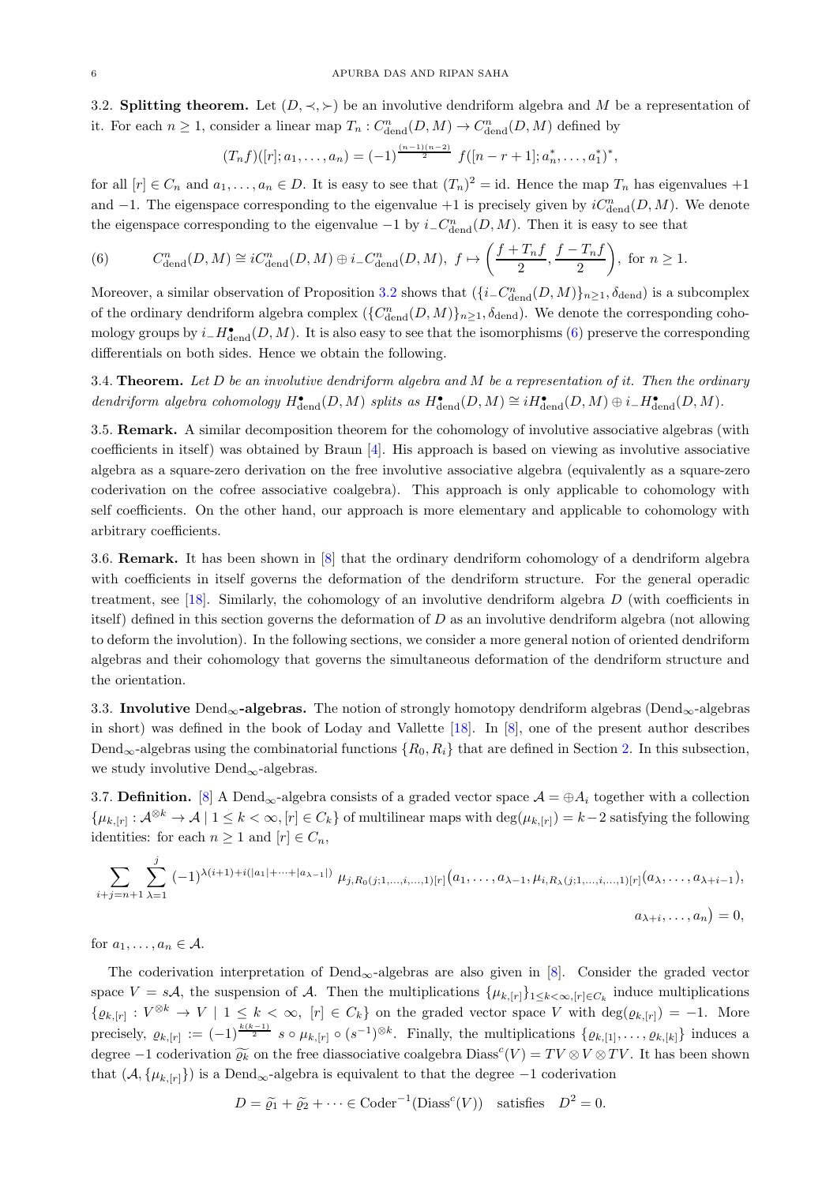**3.2. Splitting theorem.** Let $(D, \prec, \succ)$ be an involutive dendriform algebra and $M$ be a representation of it. For each $n \geq 1$, consider a linear map $T_n : C^n_{\text{dend}}(D, M) \to C^n_{\text{dend}}(D, M)$ defined by

$$(T_n f)([r]; a_1, \ldots, a_n) = (-1)^{\frac{(n-1)(n-2)}{2}} \; f([n-r+1]; a_n^*, \ldots, a_1^*)^*,$$

for all $[r] \in C_n$ and $a_1, \ldots, a_n \in D$. It is easy to see that $(T_n)^2 = \text{id}$. Hence the map $T_n$ has eigenvalues $+1$ and $-1$. The eigenspace corresponding to the eigenvalue $+1$ is precisely given by $iC^n_{\text{dend}}(D, M)$. We denote the eigenspace corresponding to the eigenvalue $-1$ by $i_-C^n_{\text{dend}}(D, M)$. Then it is easy to see that

$$C^n_{\text{dend}}(D, M) \cong iC^n_{\text{dend}}(D, M) \oplus i_-C^n_{\text{dend}}(D, M), \; f \mapsto \left( \frac{f + T_n f}{2}, \frac{f - T_n f}{2} \right), \text{ for } n \geq 1. \tag{6}$$

Moreover, a similar observation of Proposition 3.2 shows that $(\{i_-C^n_{\text{dend}}(D, M)\}_{n \geq 1}, \delta_{\text{dend}})$ is a subcomplex of the ordinary dendriform algebra complex $(\{C^n_{\text{dend}}(D, M)\}_{n \geq 1}, \delta_{\text{dend}})$. We denote the corresponding cohomology groups by $i_-H^\bullet_{\text{dend}}(D, M)$. It is also easy to see that the isomorphisms (6) preserve the corresponding differentials on both sides. Hence we obtain the following.

**3.4. Theorem.** *Let $D$ be an involutive dendriform algebra and $M$ be a representation of it. Then the ordinary dendriform algebra cohomology $H^\bullet_{\text{dend}}(D, M)$ splits as $H^\bullet_{\text{dend}}(D, M) \cong iH^\bullet_{\text{dend}}(D, M) \oplus i_-H^\bullet_{\text{dend}}(D, M)$.*

**3.5. Remark.** A similar decomposition theorem for the cohomology of involutive associative algebras (with coefficients in itself) was obtained by Braun [4]. His approach is based on viewing as involutive associative algebra as a square-zero derivation on the free involutive associative algebra (equivalently as a square-zero coderivation on the cofree associative coalgebra). This approach is only applicable to cohomology with self coefficients. On the other hand, our approach is more elementary and applicable to cohomology with arbitrary coefficients.

**3.6. Remark.** It has been shown in [8] that the ordinary dendriform cohomology of a dendriform algebra with coefficients in itself governs the deformation of the dendriform structure. For the general operadic treatment, see [18]. Similarly, the cohomology of an involutive dendriform algebra $D$ (with coefficients in itself) defined in this section governs the deformation of $D$ as an involutive dendriform algebra (not allowing to deform the involution). In the following sections, we consider a more general notion of oriented dendriform algebras and their cohomology that governs the simultaneous deformation of the dendriform structure and the orientation.

**3.3. Involutive $\text{Dend}_\infty$-algebras.** The notion of strongly homotopy dendriform algebras ($\text{Dend}_\infty$-algebras in short) was defined in the book of Loday and Vallette [18]. In [8], one of the present author describes $\text{Dend}_\infty$-algebras using the combinatorial functions $\{R_0, R_i\}$ that are defined in Section 2. In this subsection, we study involutive $\text{Dend}_\infty$-algebras.

**3.7. Definition.** [8] A $\text{Dend}_\infty$-algebra consists of a graded vector space $\mathcal{A} = \oplus A_i$ together with a collection $\{\mu_{k,[r]} : \mathcal{A}^{\otimes k} \to \mathcal{A} \mid 1 \leq k < \infty, [r] \in C_k\}$ of multilinear maps with $\deg(\mu_{k,[r]}) = k-2$ satisfying the following identities: for each $n \geq 1$ and $[r] \in C_n$,

$$\sum_{i+j=n+1} \sum_{\lambda=1}^{j} (-1)^{\lambda(i+1)+i(|a_1|+\cdots+|a_{\lambda-1}|)} \; \mu_{j, R_0(j;1,\ldots,i,\ldots,1)[r]}\big(a_1, \ldots, a_{\lambda-1}, \mu_{i, R_\lambda(j;1,\ldots,i,\ldots,1)[r]}(a_\lambda, \ldots, a_{\lambda+i-1}), a_{\lambda+i}, \ldots, a_n\big) = 0,$$

for $a_1, \ldots, a_n \in \mathcal{A}$.

The coderivation interpretation of $\text{Dend}_\infty$-algebras are also given in [8]. Consider the graded vector space $V = s\mathcal{A}$, the suspension of $\mathcal{A}$. Then the multiplications $\{\mu_{k,[r]}\}_{1 \leq k < \infty, [r] \in C_k}$ induce multiplications $\{\varrho_{k,[r]} : V^{\otimes k} \to V \mid 1 \leq k < \infty, \; [r] \in C_k\}$ on the graded vector space $V$ with $\deg(\varrho_{k,[r]}) = -1$. More precisely, $\varrho_{k,[r]} := (-1)^{\frac{k(k-1)}{2}} \; s \circ \mu_{k,[r]} \circ (s^{-1})^{\otimes k}$. Finally, the multiplications $\{\varrho_{k,[1]}, \ldots, \varrho_{k,[k]}\}$ induces a degree $-1$ coderivation $\widetilde{\varrho_k}$ on the free diassociative coalgebra $\text{Diass}^c(V) = TV \otimes V \otimes TV$. It has been shown that $(\mathcal{A}, \{\mu_{k,[r]}\})$ is a $\text{Dend}_\infty$-algebra is equivalent to that the degree $-1$ coderivation

$$D = \widetilde{\varrho_1} + \widetilde{\varrho_2} + \cdots \in \text{Coder}^{-1}(\text{Diass}^c(V)) \quad \text{satisfies} \quad D^2 = 0.$$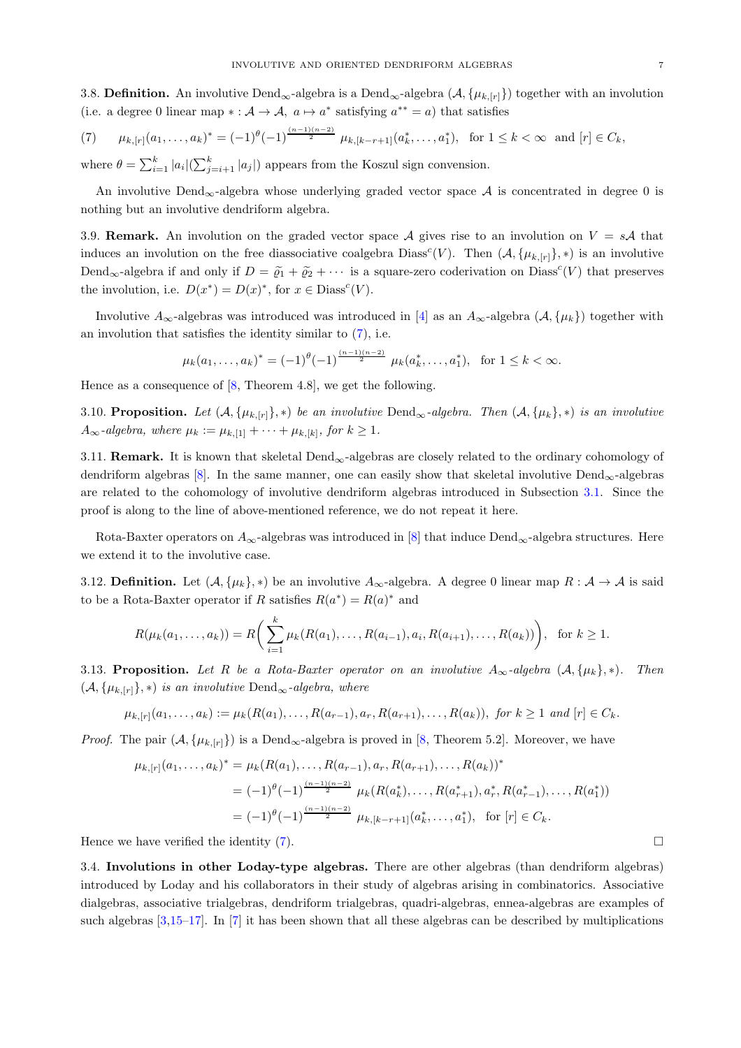3.8. **Definition.** An involutive $\mathrm{Dend}_\infty$-algebra is a $\mathrm{Dend}_\infty$-algebra $(\mathcal{A}, \{\mu_{k,[r]}\})$ together with an involution (i.e. a degree 0 linear map $* : \mathcal{A} \to \mathcal{A},\ a \mapsto a^*$ satisfying $a^{**} = a$) that satisfies

$$\mu_{k,[r]}(a_1, \ldots, a_k)^* = (-1)^{\theta} (-1)^{\frac{(n-1)(n-2)}{2}}\ \mu_{k,[k-r+1]}(a_k^*, \ldots, a_1^*), \quad \text{for } 1 \leq k < \infty \ \text{ and } [r] \in C_k, \tag{7}$$

where $\theta = \sum_{i=1}^{k} |a_i| (\sum_{j=i+1}^{k} |a_j|)$ appears from the Koszul sign convension.

An involutive $\mathrm{Dend}_\infty$-algebra whose underlying graded vector space $\mathcal{A}$ is concentrated in degree 0 is nothing but an involutive dendriform algebra.

3.9. **Remark.** An involution on the graded vector space $\mathcal{A}$ gives rise to an involution on $V = s\mathcal{A}$ that induces an involution on the free diassociative coalgebra $\mathrm{Diass}^c(V)$. Then $(\mathcal{A}, \{\mu_{k,[r]}\}, *)$ is an involutive $\mathrm{Dend}_\infty$-algebra if and only if $D = \widetilde{\varrho}_1 + \widetilde{\varrho}_2 + \cdots$ is a square-zero coderivation on $\mathrm{Diass}^c(V)$ that preserves the involution, i.e. $D(x^*) = D(x)^*$, for $x \in \mathrm{Diass}^c(V)$.

Involutive $A_\infty$-algebras was introduced was introduced in [4] as an $A_\infty$-algebra $(\mathcal{A}, \{\mu_k\})$ together with an involution that satisfies the identity similar to (7), i.e.

$$\mu_k(a_1, \ldots, a_k)^* = (-1)^{\theta} (-1)^{\frac{(n-1)(n-2)}{2}}\ \mu_k(a_k^*, \ldots, a_1^*), \quad \text{for } 1 \leq k < \infty.$$

Hence as a consequence of [8, Theorem 4.8], we get the following.

3.10. **Proposition.** *Let $(\mathcal{A}, \{\mu_{k,[r]}\}, *)$ be an involutive $\mathrm{Dend}_\infty$-algebra. Then $(\mathcal{A}, \{\mu_k\}, *)$ is an involutive $A_\infty$-algebra, where $\mu_k := \mu_{k,[1]} + \cdots + \mu_{k,[k]}$, for $k \geq 1$.*

3.11. **Remark.** It is known that skeletal $\mathrm{Dend}_\infty$-algebras are closely related to the ordinary cohomology of dendriform algebras [8]. In the same manner, one can easily show that skeletal involutive $\mathrm{Dend}_\infty$-algebras are related to the cohomology of involutive dendriform algebras introduced in Subsection 3.1. Since the proof is along to the line of above-mentioned reference, we do not repeat it here.

Rota-Baxter operators on $A_\infty$-algebras was introduced in [8] that induce $\mathrm{Dend}_\infty$-algebra structures. Here we extend it to the involutive case.

3.12. **Definition.** Let $(\mathcal{A}, \{\mu_k\}, *)$ be an involutive $A_\infty$-algebra. A degree 0 linear map $R : \mathcal{A} \to \mathcal{A}$ is said to be a Rota-Baxter operator if $R$ satisfies $R(a^*) = R(a)^*$ and

$$R(\mu_k(a_1, \ldots, a_k)) = R\bigg( \sum_{i=1}^{k} \mu_k(R(a_1), \ldots, R(a_{i-1}), a_i, R(a_{i+1}), \ldots, R(a_k)) \bigg), \quad \text{for } k \geq 1.$$

3.13. **Proposition.** *Let $R$ be a Rota-Baxter operator on an involutive $A_\infty$-algebra $(\mathcal{A}, \{\mu_k\}, *)$. Then $(\mathcal{A}, \{\mu_{k,[r]}\}, *)$ is an involutive $\mathrm{Dend}_\infty$-algebra, where*

$$\mu_{k,[r]}(a_1, \ldots, a_k) := \mu_k(R(a_1), \ldots, R(a_{r-1}), a_r, R(a_{r+1}), \ldots, R(a_k)), \ \textit{for } k \geq 1 \textit{ and } [r] \in C_k.$$

*Proof.* The pair $(\mathcal{A}, \{\mu_{k,[r]}\})$ is a $\mathrm{Dend}_\infty$-algebra is proved in [8, Theorem 5.2]. Moreover, we have

$$\begin{aligned}
\mu_{k,[r]}(a_1, \ldots, a_k)^* &= \mu_k(R(a_1), \ldots, R(a_{r-1}), a_r, R(a_{r+1}), \ldots, R(a_k))^* \\
&= (-1)^{\theta} (-1)^{\frac{(n-1)(n-2)}{2}}\ \mu_k(R(a_k^*), \ldots, R(a_{r+1}^*), a_r^*, R(a_{r-1}^*), \ldots, R(a_1^*)) \\
&= (-1)^{\theta} (-1)^{\frac{(n-1)(n-2)}{2}}\ \mu_{k,[k-r+1]}(a_k^*, \ldots, a_1^*), \quad \text{for } [r] \in C_k.
\end{aligned}$$

Hence we have verified the identity (7). $\square$

3.4. **Involutions in other Loday-type algebras.** There are other algebras (than dendriform algebras) introduced by Loday and his collaborators in their study of algebras arising in combinatorics. Associative dialgebras, associative trialgebras, dendriform trialgebras, quadri-algebras, ennea-algebras are examples of such algebras [3,15–17]. In [7] it has been shown that all these algebras can be described by multiplications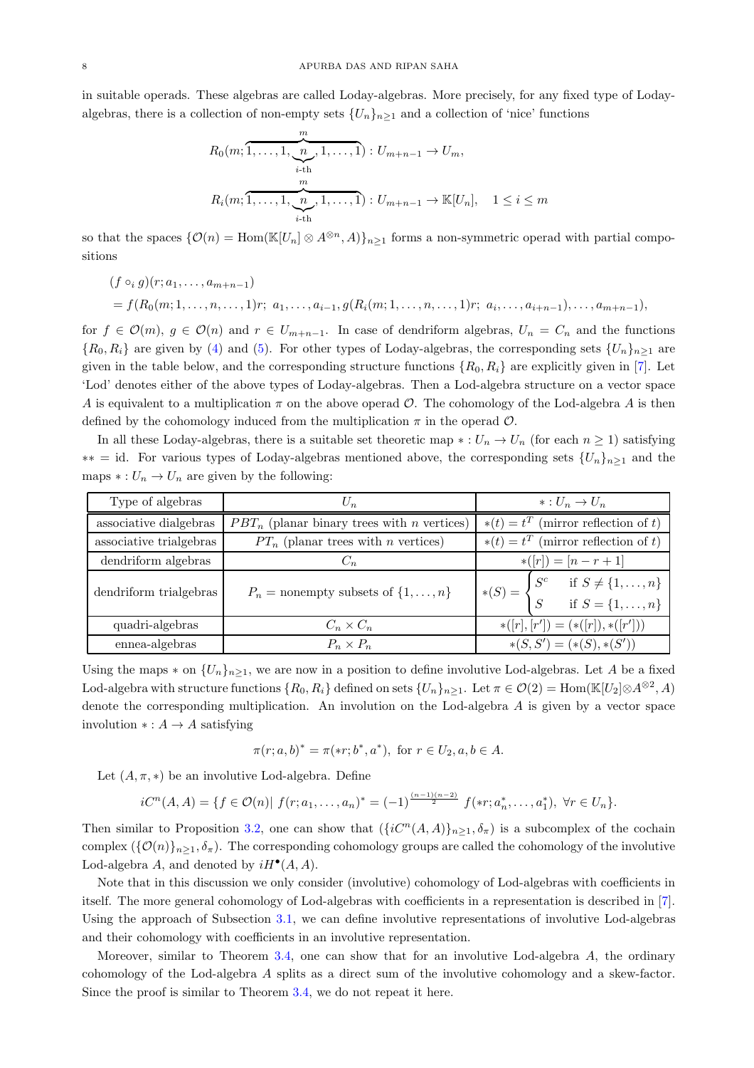in suitable operads. These algebras are called Loday-algebras. More precisely, for any fixed type of Loday-algebras, there is a collection of non-empty sets $\{U_n\}_{n\geq 1}$ and a collection of 'nice' functions

$$R_0(m; \overbrace{1, \ldots, 1, \underbrace{n}_{i\text{-th}}, 1, \ldots, 1}^{m}) : U_{m+n-1} \to U_m,$$

$$R_i(m; \overbrace{1, \ldots, 1, \underbrace{n}_{i\text{-th}}, 1, \ldots, 1}^{m}) : U_{m+n-1} \to \mathbb{K}[U_n], \quad 1 \leq i \leq m$$

so that the spaces $\{\mathcal{O}(n) = \mathrm{Hom}(\mathbb{K}[U_n] \otimes A^{\otimes n}, A)\}_{n\geq 1}$ forms a non-symmetric operad with partial compositions

$$\begin{aligned}
&(f \circ_i g)(r; a_1, \ldots, a_{m+n-1}) \\
&= f(R_0(m; 1, \ldots, n, \ldots, 1)r;\ a_1, \ldots, a_{i-1}, g(R_i(m; 1, \ldots, n, \ldots, 1)r;\ a_i, \ldots, a_{i+n-1}), \ldots, a_{m+n-1}),
\end{aligned}$$

for $f \in \mathcal{O}(m)$, $g \in \mathcal{O}(n)$ and $r \in U_{m+n-1}$. In case of dendriform algebras, $U_n = C_n$ and the functions $\{R_0, R_i\}$ are given by (4) and (5). For other types of Loday-algebras, the corresponding sets $\{U_n\}_{n\geq 1}$ are given in the table below, and the corresponding structure functions $\{R_0, R_i\}$ are explicitly given in [7]. Let 'Lod' denotes either of the above types of Loday-algebras. Then a Lod-algebra structure on a vector space $A$ is equivalent to a multiplication $\pi$ on the above operad $\mathcal{O}$. The cohomology of the Lod-algebra $A$ is then defined by the cohomology induced from the multiplication $\pi$ in the operad $\mathcal{O}$.

In all these Loday-algebras, there is a suitable set theoretic map $* : U_n \to U_n$ (for each $n \geq 1$) satisfying $** = \mathrm{id}$. For various types of Loday-algebras mentioned above, the corresponding sets $\{U_n\}_{n\geq 1}$ and the maps $* : U_n \to U_n$ are given by the following:

| Type of algebras | $U_n$ | $* : U_n \to U_n$ |
|---|---|---|
| associative dialgebras | $PBT_n$ (planar binary trees with $n$ vertices) | $*(t) = t^T$ (mirror reflection of $t$) |
| associative trialgebras | $PT_n$ (planar trees with $n$ vertices) | $*(t) = t^T$ (mirror reflection of $t$) |
| dendriform algebras | $C_n$ | $*([r]) = [n - r + 1]$ |
| dendriform trialgebras | $P_n$ = nonempty subsets of $\{1, \ldots, n\}$ | $*(S) = \begin{cases} S^c & \text{if } S \neq \{1, \ldots, n\} \\ S & \text{if } S = \{1, \ldots, n\} \end{cases}$ |
| quadri-algebras | $C_n \times C_n$ | $*([r], [r']) = (*([r]), *([r']))$ |
| ennea-algebras | $P_n \times P_n$ | $*(S, S') = (*(S), *(S'))$ |

Using the maps $*$ on $\{U_n\}_{n\geq 1}$, we are now in a position to define involutive Lod-algebras. Let $A$ be a fixed Lod-algebra with structure functions $\{R_0, R_i\}$ defined on sets $\{U_n\}_{n\geq 1}$. Let $\pi \in \mathcal{O}(2) = \mathrm{Hom}(\mathbb{K}[U_2] \otimes A^{\otimes 2}, A)$ denote the corresponding multiplication. An involution on the Lod-algebra $A$ is given by a vector space involution $* : A \to A$ satisfying

$$\pi(r; a, b)^* = \pi(*r; b^*, a^*), \text{ for } r \in U_2, a, b \in A.$$

Let $(A, \pi, *)$ be an involutive Lod-algebra. Define

$$iC^n(A, A) = \{f \in \mathcal{O}(n) |\ f(r; a_1, \ldots, a_n)^* = (-1)^{\frac{(n-1)(n-2)}{2}}\ f(*r; a_n^*, \ldots, a_1^*),\ \forall r \in U_n\}.$$

Then similar to Proposition 3.2, one can show that $(\{iC^n(A, A)\}_{n\geq 1}, \delta_\pi)$ is a subcomplex of the cochain complex $(\{\mathcal{O}(n)\}_{n\geq 1}, \delta_\pi)$. The corresponding cohomology groups are called the cohomology of the involutive Lod-algebra $A$, and denoted by $iH^\bullet(A, A)$.

Note that in this discussion we only consider (involutive) cohomology of Lod-algebras with coefficients in itself. The more general cohomology of Lod-algebras with coefficients in a representation is described in [7]. Using the approach of Subsection 3.1, we can define involutive representations of involutive Lod-algebras and their cohomology with coefficients in an involutive representation.

Moreover, similar to Theorem 3.4, one can show that for an involutive Lod-algebra $A$, the ordinary cohomology of the Lod-algebra $A$ splits as a direct sum of the involutive cohomology and a skew-factor. Since the proof is similar to Theorem 3.4, we do not repeat it here.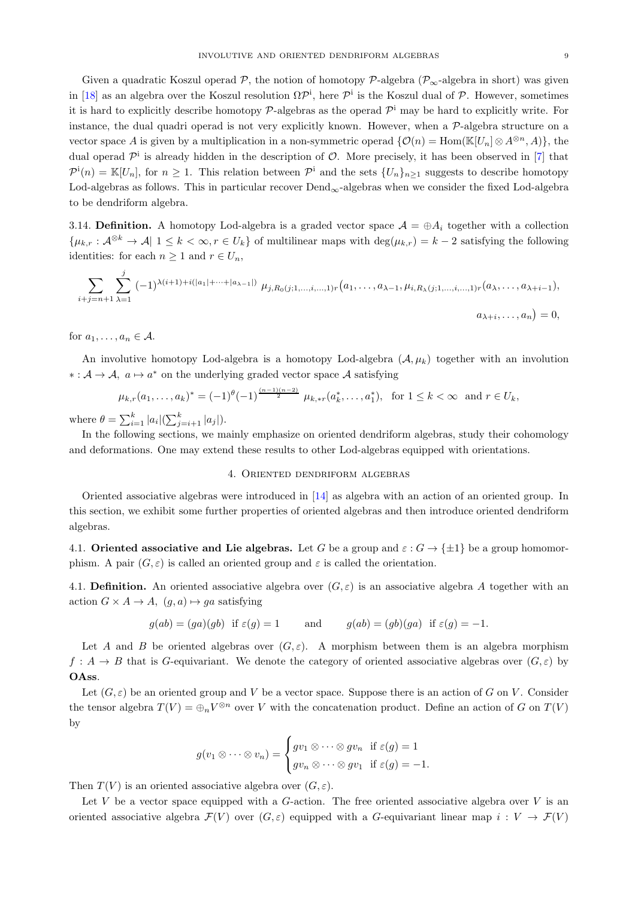Given a quadratic Koszul operad $\mathcal{P}$, the notion of homotopy $\mathcal{P}$-algebra ($\mathcal{P}_\infty$-algebra in short) was given in [18] as an algebra over the Koszul resolution $\Omega\mathcal{P}^{\mathrm{i}}$, here $\mathcal{P}^{\mathrm{i}}$ is the Koszul dual of $\mathcal{P}$. However, sometimes it is hard to explicitly describe homotopy $\mathcal{P}$-algebras as the operad $\mathcal{P}^{\mathrm{i}}$ may be hard to explicitly write. For instance, the dual quadri operad is not very explicitly known. However, when a $\mathcal{P}$-algebra structure on a vector space $A$ is given by a multiplication in a non-symmetric operad $\{\mathcal{O}(n) = \mathrm{Hom}(\mathbb{K}[U_n] \otimes A^{\otimes n}, A)\}$, the dual operad $\mathcal{P}^{\mathrm{i}}$ is already hidden in the description of $\mathcal{O}$. More precisely, it has been observed in [7] that $\mathcal{P}^{\mathrm{i}}(n) = \mathbb{K}[U_n]$, for $n \geq 1$. This relation between $\mathcal{P}^{\mathrm{i}}$ and the sets $\{U_n\}_{n\geq 1}$ suggests to describe homotopy Lod-algebras as follows. This in particular recover $\mathrm{Dend}_\infty$-algebras when we consider the fixed Lod-algebra to be dendriform algebra.

3.14. **Definition.** A homotopy Lod-algebra is a graded vector space $\mathcal{A} = \oplus A_i$ together with a collection $\{\mu_{k,r} : \mathcal{A}^{\otimes k} \to \mathcal{A} |\ 1 \leq k < \infty, r \in U_k\}$ of multilinear maps with $\deg(\mu_{k,r}) = k-2$ satisfying the following identities: for each $n \geq 1$ and $r \in U_n$,

$$\sum_{i+j=n+1} \sum_{\lambda=1}^{j} (-1)^{\lambda(i+1)+i(|a_1|+\cdots+|a_{\lambda-1}|)}\ \mu_{j,R_0(j;1,\ldots,i,\ldots,1)r}\big(a_1,\ldots,a_{\lambda-1},\mu_{i,R_\lambda(j;1,\ldots,i,\ldots,1)r}(a_\lambda,\ldots,a_{\lambda+i-1}),$$
$$a_{\lambda+i},\ldots,a_n\big) = 0,$$

for $a_1, \ldots, a_n \in \mathcal{A}$.

An involutive homotopy Lod-algebra is a homotopy Lod-algebra $(\mathcal{A}, \mu_k)$ together with an involution $* : \mathcal{A} \to \mathcal{A},\ a \mapsto a^*$ on the underlying graded vector space $\mathcal{A}$ satisfying

$$\mu_{k,r}(a_1,\ldots,a_k)^* = (-1)^{\theta}(-1)^{\frac{(n-1)(n-2)}{2}}\ \mu_{k,*r}(a_k^*,\ldots,a_1^*), \quad \text{for } 1 \leq k < \infty \ \text{ and } r \in U_k,$$

where $\theta = \sum_{i=1}^{k} |a_i| (\sum_{j=i+1}^{k} |a_j|)$.

In the following sections, we mainly emphasize on oriented dendriform algebras, study their cohomology and deformations. One may extend these results to other Lod-algebras equipped with orientations.

## 4. Oriented dendriform algebras

Oriented associative algebras were introduced in [14] as algebra with an action of an oriented group. In this section, we exhibit some further properties of oriented algebras and then introduce oriented dendriform algebras.

### 4.1. Oriented associative and Lie algebras.

Let $G$ be a group and $\varepsilon : G \to \{\pm 1\}$ be a group homomorphism. A pair $(G, \varepsilon)$ is called an oriented group and $\varepsilon$ is called the orientation.

4.1. **Definition.** An oriented associative algebra over $(G, \varepsilon)$ is an associative algebra $A$ together with an action $G \times A \to A,\ (g, a) \mapsto ga$ satisfying

$$g(ab) = (ga)(gb) \ \text{ if } \varepsilon(g) = 1 \qquad \text{and} \qquad g(ab) = (gb)(ga) \ \text{ if } \varepsilon(g) = -1.$$

Let $A$ and $B$ be oriented algebras over $(G, \varepsilon)$. A morphism between them is an algebra morphism $f : A \to B$ that is $G$-equivariant. We denote the category of oriented associative algebras over $(G, \varepsilon)$ by **OAss**.

Let $(G, \varepsilon)$ be an oriented group and $V$ be a vector space. Suppose there is an action of $G$ on $V$. Consider the tensor algebra $T(V) = \oplus_n V^{\otimes n}$ over $V$ with the concatenation product. Define an action of $G$ on $T(V)$ by

$$g(v_1 \otimes \cdots \otimes v_n) = \begin{cases} gv_1 \otimes \cdots \otimes gv_n & \text{if } \varepsilon(g) = 1 \\ gv_n \otimes \cdots \otimes gv_1 & \text{if } \varepsilon(g) = -1. \end{cases}$$

Then $T(V)$ is an oriented associative algebra over $(G, \varepsilon)$.

Let $V$ be a vector space equipped with a $G$-action. The free oriented associative algebra over $V$ is an oriented associative algebra $\mathcal{F}(V)$ over $(G, \varepsilon)$ equipped with a $G$-equivariant linear map $i : V \to \mathcal{F}(V)$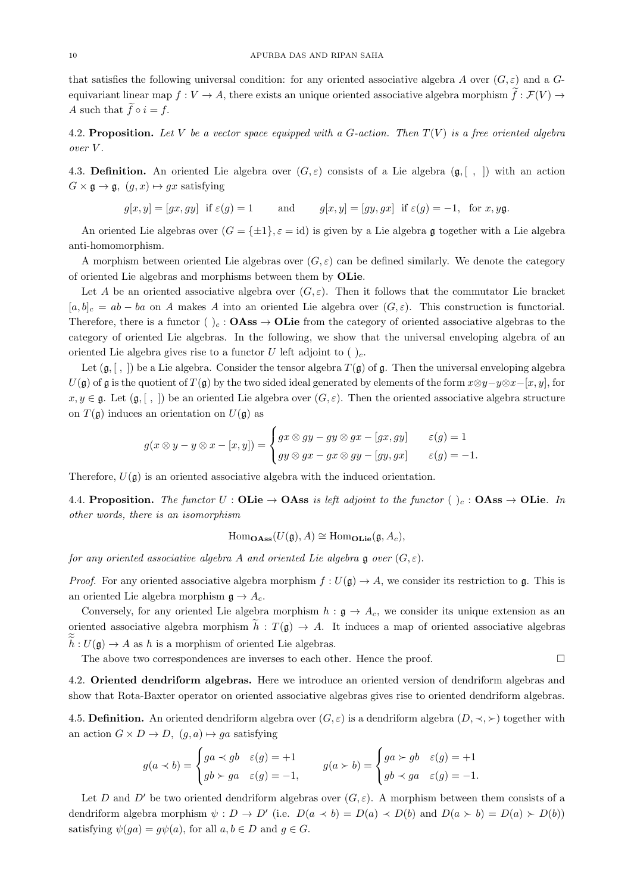that satisfies the following universal condition: for any oriented associative algebra $A$ over $(G, \varepsilon)$ and a $G$-equivariant linear map $f : V \to A$, there exists an unique oriented associative algebra morphism $\widetilde{f} : \mathcal{F}(V) \to A$ such that $\widetilde{f} \circ i = f$.

4.2. **Proposition.** *Let $V$ be a vector space equipped with a $G$-action. Then $T(V)$ is a free oriented algebra over $V$.*

4.3. **Definition.** An oriented Lie algebra over $(G, \varepsilon)$ consists of a Lie algebra $(\mathfrak{g}, [~,~])$ with an action $G \times \mathfrak{g} \to \mathfrak{g},~(g, x) \mapsto gx$ satisfying

$$g[x, y] = [gx, gy] \text{ if } \varepsilon(g) = 1 \qquad \text{and} \qquad g[x, y] = [gy, gx] \text{ if } \varepsilon(g) = -1, \text{ for } x, y\mathfrak{g}.$$

An oriented Lie algebras over $(G = \{\pm 1\}, \varepsilon = \text{id})$ is given by a Lie algebra $\mathfrak{g}$ together with a Lie algebra anti-homomorphism.

A morphism between oriented Lie algebras over $(G, \varepsilon)$ can be defined similarly. We denote the category of oriented Lie algebras and morphisms between them by **OLie**.

Let $A$ be an oriented associative algebra over $(G, \varepsilon)$. Then it follows that the commutator Lie bracket $[a, b]_c = ab - ba$ on $A$ makes $A$ into an oriented Lie algebra over $(G, \varepsilon)$. This construction is functorial. Therefore, there is a functor $(~)_c : \textbf{OAss} \to \textbf{OLie}$ from the category of oriented associative algebras to the category of oriented Lie algebras. In the following, we show that the universal enveloping algebra of an oriented Lie algebra gives rise to a functor $U$ left adjoint to $(~)_c$.

Let $(\mathfrak{g}, [~,~])$ be a Lie algebra. Consider the tensor algebra $T(\mathfrak{g})$ of $\mathfrak{g}$. Then the universal enveloping algebra $U(\mathfrak{g})$ of $\mathfrak{g}$ is the quotient of $T(\mathfrak{g})$ by the two sided ideal generated by elements of the form $x \otimes y - y \otimes x - [x, y]$, for $x, y \in \mathfrak{g}$. Let $(\mathfrak{g}, [~,~])$ be an oriented Lie algebra over $(G, \varepsilon)$. Then the oriented associative algebra structure on $T(\mathfrak{g})$ induces an orientation on $U(\mathfrak{g})$ as

$$g(x \otimes y - y \otimes x - [x, y]) = \begin{cases} gx \otimes gy - gy \otimes gx - [gx, gy] & \varepsilon(g) = 1 \\ gy \otimes gx - gx \otimes gy - [gy, gx] & \varepsilon(g) = -1. \end{cases}$$

Therefore, $U(\mathfrak{g})$ is an oriented associative algebra with the induced orientation.

4.4. **Proposition.** *The functor $U : \textbf{OLie} \to \textbf{OAss}$ is left adjoint to the functor $(~)_c : \textbf{OAss} \to \textbf{OLie}$. In other words, there is an isomorphism*

$$\text{Hom}_{\textbf{OAss}}(U(\mathfrak{g}), A) \cong \text{Hom}_{\textbf{OLie}}(\mathfrak{g}, A_c),$$

*for any oriented associative algebra $A$ and oriented Lie algebra $\mathfrak{g}$ over $(G, \varepsilon)$.*

*Proof.* For any oriented associative algebra morphism $f : U(\mathfrak{g}) \to A$, we consider its restriction to $\mathfrak{g}$. This is an oriented Lie algebra morphism $\mathfrak{g} \to A_c$.

Conversely, for any oriented Lie algebra morphism $h : \mathfrak{g} \to A_c$, we consider its unique extension as an oriented associative algebra morphism $\widetilde{h} : T(\mathfrak{g}) \to A$. It induces a map of oriented associative algebras $\widetilde{\widetilde{h}} : U(\mathfrak{g}) \to A$ as $h$ is a morphism of oriented Lie algebras.

The above two correspondences are inverses to each other. Hence the proof. □

4.2. **Oriented dendriform algebras.** Here we introduce an oriented version of dendriform algebras and show that Rota-Baxter operator on oriented associative algebras gives rise to oriented dendriform algebras.

4.5. **Definition.** An oriented dendriform algebra over $(G, \varepsilon)$ is a dendriform algebra $(D, \prec, \succ)$ together with an action $G \times D \to D,~(g, a) \mapsto ga$ satisfying

$$g(a \prec b) = \begin{cases} ga \prec gb & \varepsilon(g) = +1 \\ gb \succ ga & \varepsilon(g) = -1, \end{cases} \qquad g(a \succ b) = \begin{cases} ga \succ gb & \varepsilon(g) = +1 \\ gb \prec ga & \varepsilon(g) = -1. \end{cases}$$

Let $D$ and $D'$ be two oriented dendriform algebras over $(G, \varepsilon)$. A morphism between them consists of a dendriform algebra morphism $\psi : D \to D'$ (i.e. $D(a \prec b) = D(a) \prec D(b)$ and $D(a \succ b) = D(a) \succ D(b)$) satisfying $\psi(ga) = g\psi(a)$, for all $a, b \in D$ and $g \in G$.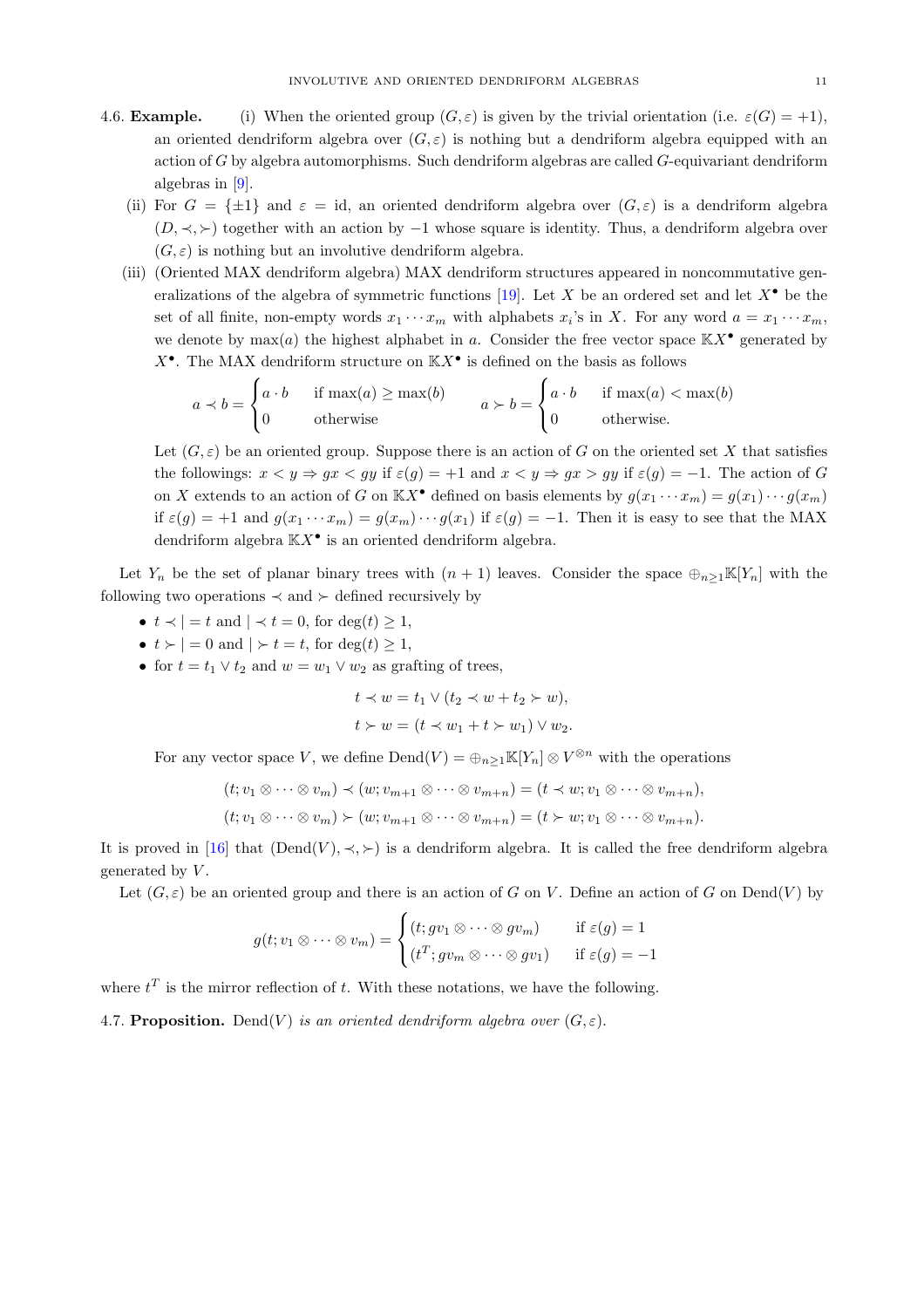4.6. **Example.** (i) When the oriented group $(G, \varepsilon)$ is given by the trivial orientation (i.e. $\varepsilon(G) = +1$), an oriented dendriform algebra over $(G, \varepsilon)$ is nothing but a dendriform algebra equipped with an action of $G$ by algebra automorphisms. Such dendriform algebras are called $G$-equivariant dendriform algebras in [9].

(ii) For $G = \{\pm 1\}$ and $\varepsilon = \text{id}$, an oriented dendriform algebra over $(G, \varepsilon)$ is a dendriform algebra $(D, \prec, \succ)$ together with an action by $-1$ whose square is identity. Thus, a dendriform algebra over $(G, \varepsilon)$ is nothing but an involutive dendriform algebra.

(iii) (Oriented MAX dendriform algebra) MAX dendriform structures appeared in noncommutative generalizations of the algebra of symmetric functions [19]. Let $X$ be an ordered set and let $X^\bullet$ be the set of all finite, non-empty words $x_1 \cdots x_m$ with alphabets $x_i$'s in $X$. For any word $a = x_1 \cdots x_m$, we denote by $\max(a)$ the highest alphabet in $a$. Consider the free vector space $\mathbb{K}X^\bullet$ generated by $X^\bullet$. The MAX dendriform structure on $\mathbb{K}X^\bullet$ is defined on the basis as follows

$$a \prec b = \begin{cases} a \cdot b & \text{if } \max(a) \geq \max(b) \\ 0 & \text{otherwise} \end{cases} \qquad a \succ b = \begin{cases} a \cdot b & \text{if } \max(a) < \max(b) \\ 0 & \text{otherwise.} \end{cases}$$

Let $(G, \varepsilon)$ be an oriented group. Suppose there is an action of $G$ on the oriented set $X$ that satisfies the followings: $x < y \Rightarrow gx < gy$ if $\varepsilon(g) = +1$ and $x < y \Rightarrow gx > gy$ if $\varepsilon(g) = -1$. The action of $G$ on $X$ extends to an action of $G$ on $\mathbb{K}X^\bullet$ defined on basis elements by $g(x_1 \cdots x_m) = g(x_1) \cdots g(x_m)$ if $\varepsilon(g) = +1$ and $g(x_1 \cdots x_m) = g(x_m) \cdots g(x_1)$ if $\varepsilon(g) = -1$. Then it is easy to see that the MAX dendriform algebra $\mathbb{K}X^\bullet$ is an oriented dendriform algebra.

Let $Y_n$ be the set of planar binary trees with $(n + 1)$ leaves. Consider the space $\oplus_{n \geq 1} \mathbb{K}[Y_n]$ with the following two operations $\prec$ and $\succ$ defined recursively by

- $t \prec | = t$ and $| \prec t = 0$, for $\deg(t) \geq 1$,
- $t \succ | = 0$ and $| \succ t = t$, for $\deg(t) \geq 1$,
- for $t = t_1 \vee t_2$ and $w = w_1 \vee w_2$ as grafting of trees,

$$t \prec w = t_1 \vee (t_2 \prec w + t_2 \succ w),$$
$$t \succ w = (t \prec w_1 + t \succ w_1) \vee w_2.$$

For any vector space $V$, we define $\text{Dend}(V) = \oplus_{n \geq 1} \mathbb{K}[Y_n] \otimes V^{\otimes n}$ with the operations

$$(t; v_1 \otimes \cdots \otimes v_m) \prec (w; v_{m+1} \otimes \cdots \otimes v_{m+n}) = (t \prec w; v_1 \otimes \cdots \otimes v_{m+n}),$$
$$(t; v_1 \otimes \cdots \otimes v_m) \succ (w; v_{m+1} \otimes \cdots \otimes v_{m+n}) = (t \succ w; v_1 \otimes \cdots \otimes v_{m+n}).$$

It is proved in [16] that $(\text{Dend}(V), \prec, \succ)$ is a dendriform algebra. It is called the free dendriform algebra generated by $V$.

Let $(G, \varepsilon)$ be an oriented group and there is an action of $G$ on $V$. Define an action of $G$ on $\text{Dend}(V)$ by

$$g(t; v_1 \otimes \cdots \otimes v_m) = \begin{cases} (t; gv_1 \otimes \cdots \otimes gv_m) & \text{if } \varepsilon(g) = 1 \\ (t^T; gv_m \otimes \cdots \otimes gv_1) & \text{if } \varepsilon(g) = -1 \end{cases}$$

where $t^T$ is the mirror reflection of $t$. With these notations, we have the following.

4.7. **Proposition.** *$\text{Dend}(V)$ is an oriented dendriform algebra over $(G, \varepsilon)$.*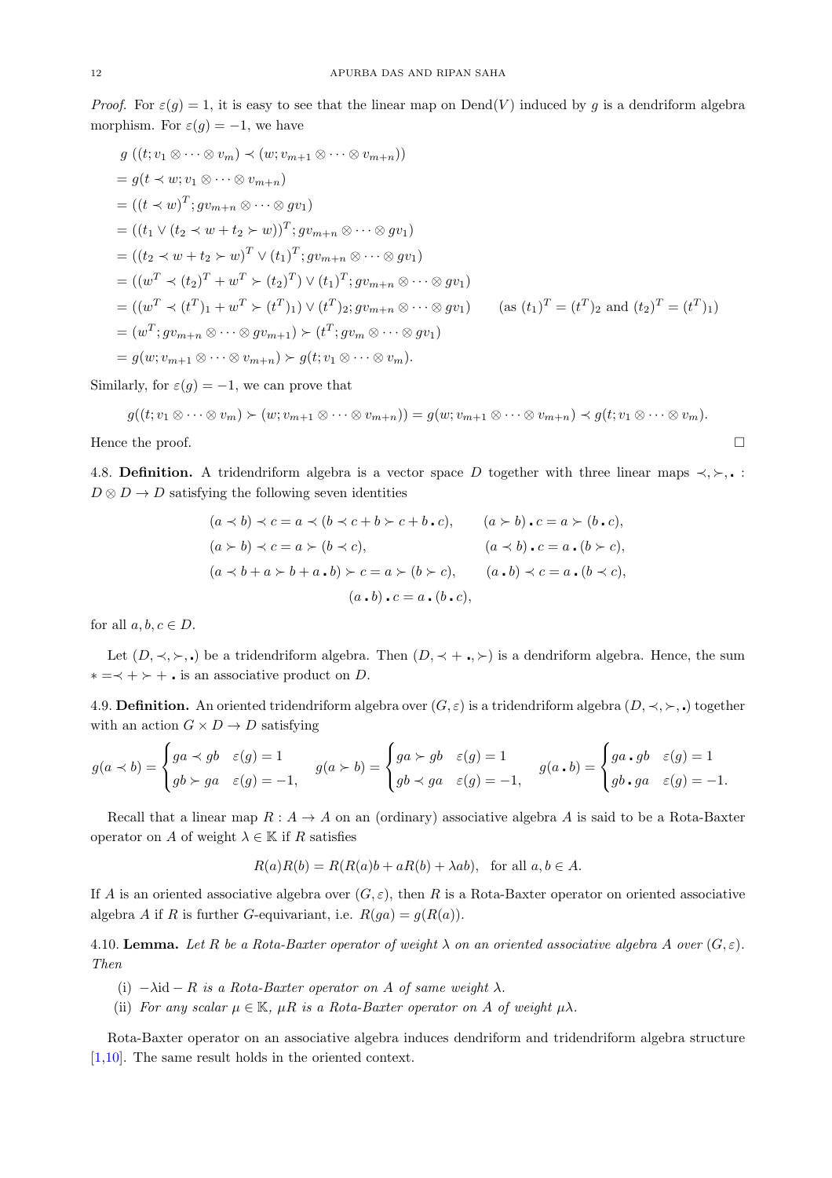*Proof.* For $\varepsilon(g) = 1$, it is easy to see that the linear map on $\mathrm{Dend}(V)$ induced by $g$ is a dendriform algebra morphism. For $\varepsilon(g) = -1$, we have

$$
\begin{aligned}
& g\,((t; v_1 \otimes \cdots \otimes v_m) \prec (w; v_{m+1} \otimes \cdots \otimes v_{m+n})) \\
&= g(t \prec w; v_1 \otimes \cdots \otimes v_{m+n}) \\
&= ((t \prec w)^T; gv_{m+n} \otimes \cdots \otimes gv_1) \\
&= ((t_1 \vee (t_2 \prec w + t_2 \succ w))^T; gv_{m+n} \otimes \cdots \otimes gv_1) \\
&= ((t_2 \prec w + t_2 \succ w)^T \vee (t_1)^T; gv_{m+n} \otimes \cdots \otimes gv_1) \\
&= ((w^T \prec (t_2)^T + w^T \succ (t_2)^T) \vee (t_1)^T; gv_{m+n} \otimes \cdots \otimes gv_1) \\
&= ((w^T \prec (t^T)_1 + w^T \succ (t^T)_1) \vee (t^T)_2; gv_{m+n} \otimes \cdots \otimes gv_1) \qquad (\text{as } (t_1)^T = (t^T)_2 \text{ and } (t_2)^T = (t^T)_1) \\
&= (w^T; gv_{m+n} \otimes \cdots \otimes gv_{m+1}) \succ (t^T; gv_m \otimes \cdots \otimes gv_1) \\
&= g(w; v_{m+1} \otimes \cdots \otimes v_{m+n}) \succ g(t; v_1 \otimes \cdots \otimes v_m).
\end{aligned}
$$

Similarly, for $\varepsilon(g) = -1$, we can prove that

$$g((t; v_1 \otimes \cdots \otimes v_m) \succ (w; v_{m+1} \otimes \cdots \otimes v_{m+n})) = g(w; v_{m+1} \otimes \cdots \otimes v_{m+n}) \prec g(t; v_1 \otimes \cdots \otimes v_m).$$

Hence the proof. $\square$

4.8. **Definition.** A tridendriform algebra is a vector space $D$ together with three linear maps $\prec, \succ, \centerdot : D \otimes D \to D$ satisfying the following seven identities

$$
\begin{aligned}
&(a \prec b) \prec c = a \prec (b \prec c + b \succ c + b \centerdot c), \qquad &(a \succ b) \centerdot c = a \succ (b \centerdot c), \\
&(a \succ b) \prec c = a \succ (b \prec c), \qquad &(a \prec b) \centerdot c = a \centerdot (b \succ c), \\
&(a \prec b + a \succ b + a \centerdot b) \succ c = a \succ (b \succ c), \qquad &(a \centerdot b) \prec c = a \centerdot (b \prec c), \\
&\qquad (a \centerdot b) \centerdot c = a \centerdot (b \centerdot c),
\end{aligned}
$$

for all $a, b, c \in D$.

Let $(D, \prec, \succ, \centerdot)$ be a tridendriform algebra. Then $(D, \prec + \centerdot, \succ)$ is a dendriform algebra. Hence, the sum $* = \prec + \succ + \centerdot$ is an associative product on $D$.

4.9. **Definition.** An oriented tridendriform algebra over $(G, \varepsilon)$ is a tridendriform algebra $(D, \prec, \succ, \centerdot)$ together with an action $G \times D \to D$ satisfying

$$
g(a \prec b) = \begin{cases} ga \prec gb & \varepsilon(g) = 1 \\ gb \succ ga & \varepsilon(g) = -1, \end{cases} \quad
g(a \succ b) = \begin{cases} ga \succ gb & \varepsilon(g) = 1 \\ gb \prec ga & \varepsilon(g) = -1, \end{cases} \quad
g(a \centerdot b) = \begin{cases} ga \centerdot gb & \varepsilon(g) = 1 \\ gb \centerdot ga & \varepsilon(g) = -1. \end{cases}
$$

Recall that a linear map $R : A \to A$ on an (ordinary) associative algebra $A$ is said to be a Rota-Baxter operator on $A$ of weight $\lambda \in \mathbb{K}$ if $R$ satisfies

$$R(a)R(b) = R(R(a)b + aR(b) + \lambda ab), \quad \text{for all } a, b \in A.$$

If $A$ is an oriented associative algebra over $(G, \varepsilon)$, then $R$ is a Rota-Baxter operator on oriented associative algebra $A$ if $R$ is further $G$-equivariant, i.e. $R(ga) = g(R(a))$.

4.10. **Lemma.** *Let $R$ be a Rota-Baxter operator of weight $\lambda$ on an oriented associative algebra $A$ over $(G, \varepsilon)$. Then*

- (i) *$-\lambda \mathrm{id} - R$ is a Rota-Baxter operator on $A$ of same weight $\lambda$.*
- (ii) *For any scalar $\mu \in \mathbb{K}$, $\mu R$ is a Rota-Baxter operator on $A$ of weight $\mu\lambda$.*

Rota-Baxter operator on an associative algebra induces dendriform and tridendriform algebra structure [1,10]. The same result holds in the oriented context.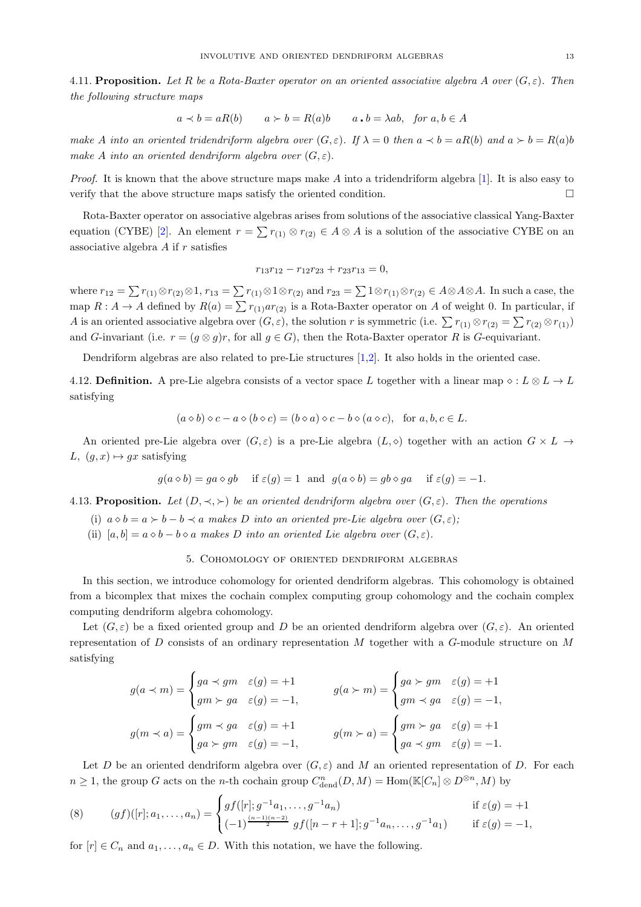**4.11. Proposition.** *Let $R$ be a Rota-Baxter operator on an oriented associative algebra $A$ over $(G, \varepsilon)$. Then the following structure maps*

$$a \prec b = aR(b) \qquad a \succ b = R(a)b \qquad a \bullet b = \lambda ab, \quad \text{for } a, b \in A$$

*make $A$ into an oriented tridendriform algebra over $(G, \varepsilon)$. If $\lambda = 0$ then $a \prec b = aR(b)$ and $a \succ b = R(a)b$ make $A$ into an oriented dendriform algebra over $(G, \varepsilon)$.*

*Proof.* It is known that the above structure maps make $A$ into a tridendriform algebra [1]. It is also easy to verify that the above structure maps satisfy the oriented condition. □

Rota-Baxter operator on associative algebras arises from solutions of the associative classical Yang-Baxter equation (CYBE) [2]. An element $r = \sum r_{(1)} \otimes r_{(2)} \in A \otimes A$ is a solution of the associative CYBE on an associative algebra $A$ if $r$ satisfies

$$r_{13}r_{12} - r_{12}r_{23} + r_{23}r_{13} = 0,$$

where $r_{12} = \sum r_{(1)} \otimes r_{(2)} \otimes 1$, $r_{13} = \sum r_{(1)} \otimes 1 \otimes r_{(2)}$ and $r_{23} = \sum 1 \otimes r_{(1)} \otimes r_{(2)} \in A \otimes A \otimes A$. In such a case, the map $R : A \to A$ defined by $R(a) = \sum r_{(1)} a r_{(2)}$ is a Rota-Baxter operator on $A$ of weight 0. In particular, if $A$ is an oriented associative algebra over $(G, \varepsilon)$, the solution $r$ is symmetric (i.e. $\sum r_{(1)} \otimes r_{(2)} = \sum r_{(2)} \otimes r_{(1)}$) and $G$-invariant (i.e. $r = (g \otimes g)r$, for all $g \in G$), then the Rota-Baxter operator $R$ is $G$-equivariant.

Dendriform algebras are also related to pre-Lie structures [1,2]. It also holds in the oriented case.

**4.12. Definition.** A pre-Lie algebra consists of a vector space $L$ together with a linear map $\diamond : L \otimes L \to L$ satisfying

$$(a \diamond b) \diamond c - a \diamond (b \diamond c) = (b \diamond a) \diamond c - b \diamond (a \diamond c), \quad \text{for } a, b, c \in L.$$

An oriented pre-Lie algebra over $(G, \varepsilon)$ is a pre-Lie algebra $(L, \diamond)$ together with an action $G \times L \to L$, $(g, x) \mapsto gx$ satisfying

$$g(a \diamond b) = ga \diamond gb \quad \text{if } \varepsilon(g) = 1 \quad \text{and} \quad g(a \diamond b) = gb \diamond ga \quad \text{if } \varepsilon(g) = -1.$$

**4.13. Proposition.** *Let $(D, \prec, \succ)$ be an oriented dendriform algebra over $(G, \varepsilon)$. Then the operations*

- (i) *$a \diamond b = a \succ b - b \prec a$ makes $D$ into an oriented pre-Lie algebra over $(G, \varepsilon)$;*
- (ii) *$[a, b] = a \diamond b - b \diamond a$ makes $D$ into an oriented Lie algebra over $(G, \varepsilon)$.*

## 5. Cohomology of oriented dendriform algebras

In this section, we introduce cohomology for oriented dendriform algebras. This cohomology is obtained from a bicomplex that mixes the cochain complex computing group cohomology and the cochain complex computing dendriform algebra cohomology.

Let $(G, \varepsilon)$ be a fixed oriented group and $D$ be an oriented dendriform algebra over $(G, \varepsilon)$. An oriented representation of $D$ consists of an ordinary representation $M$ together with a $G$-module structure on $M$ satisfying

$$g(a \prec m) = \begin{cases} ga \prec gm & \varepsilon(g) = +1 \\ gm \succ ga & \varepsilon(g) = -1, \end{cases} \qquad g(a \succ m) = \begin{cases} ga \succ gm & \varepsilon(g) = +1 \\ gm \prec ga & \varepsilon(g) = -1, \end{cases}$$

$$g(m \prec a) = \begin{cases} gm \prec ga & \varepsilon(g) = +1 \\ ga \succ gm & \varepsilon(g) = -1, \end{cases} \qquad g(m \succ a) = \begin{cases} gm \succ ga & \varepsilon(g) = +1 \\ ga \prec gm & \varepsilon(g) = -1. \end{cases}$$

Let $D$ be an oriented dendriform algebra over $(G, \varepsilon)$ and $M$ an oriented representation of $D$. For each $n \geq 1$, the group $G$ acts on the $n$-th cochain group $C^n_{\text{dend}}(D, M) = \text{Hom}(\mathbb{K}[C_n] \otimes D^{\otimes n}, M)$ by

$$(gf)([r]; a_1, \ldots, a_n) = \begin{cases} gf([r]; g^{-1}a_1, \ldots, g^{-1}a_n) & \text{if } \varepsilon(g) = +1 \\ (-1)^{\frac{(n-1)(n-2)}{2}} \, gf([n - r + 1]; g^{-1}a_n, \ldots, g^{-1}a_1) & \text{if } \varepsilon(g) = -1, \end{cases} \tag{8}$$

for $[r] \in C_n$ and $a_1, \ldots, a_n \in D$. With this notation, we have the following.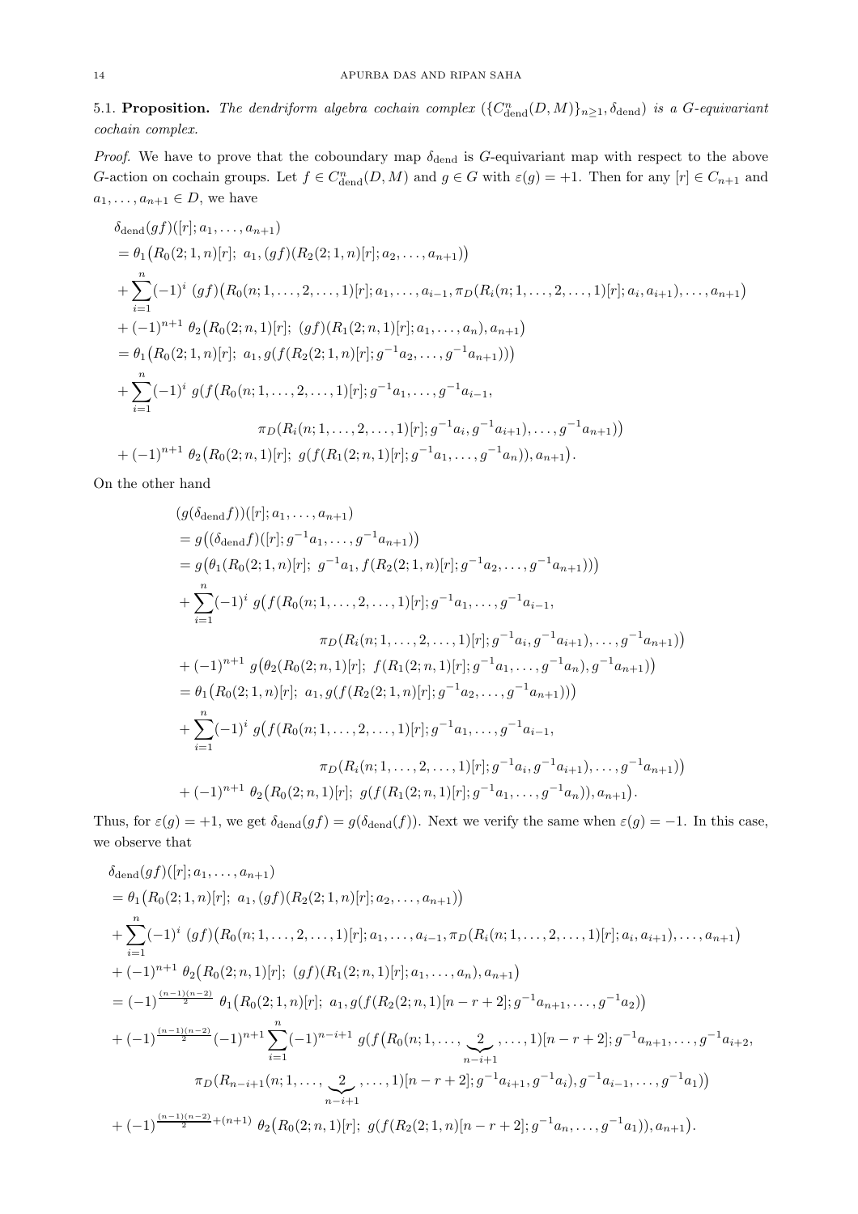5.1. **Proposition.** *The dendriform algebra cochain complex $(\{C^n_{\mathrm{dend}}(D,M)\}_{n\geq 1}, \delta_{\mathrm{dend}})$ is a $G$-equivariant cochain complex.*

*Proof.* We have to prove that the coboundary map $\delta_{\mathrm{dend}}$ is $G$-equivariant map with respect to the above $G$-action on cochain groups. Let $f \in C^n_{\mathrm{dend}}(D,M)$ and $g \in G$ with $\varepsilon(g) = +1$. Then for any $[r] \in C_{n+1}$ and $a_1, \ldots, a_{n+1} \in D$, we have

$$
\begin{aligned}
&\delta_{\mathrm{dend}}(gf)([r]; a_1, \ldots, a_{n+1}) \\
&= \theta_1\big(R_0(2;1,n)[r];\ a_1, (gf)(R_2(2;1,n)[r]; a_2, \ldots, a_{n+1})\big) \\
&+ \sum_{i=1}^{n} (-1)^i\ (gf)\big(R_0(n;1,\ldots,2,\ldots,1)[r]; a_1, \ldots, a_{i-1}, \pi_D(R_i(n;1,\ldots,2,\ldots,1)[r]; a_i, a_{i+1}), \ldots, a_{n+1}\big) \\
&+ (-1)^{n+1}\ \theta_2\big(R_0(2;n,1)[r];\ (gf)(R_1(2;n,1)[r]; a_1, \ldots, a_n), a_{n+1}\big) \\
&= \theta_1\big(R_0(2;1,n)[r];\ a_1, g(f(R_2(2;1,n)[r]; g^{-1}a_2, \ldots, g^{-1}a_{n+1}))\big) \\
&+ \sum_{i=1}^{n} (-1)^i\ g(f\big(R_0(n;1,\ldots,2,\ldots,1)[r]; g^{-1}a_1, \ldots, g^{-1}a_{i-1}, \\
&\qquad\qquad \pi_D(R_i(n;1,\ldots,2,\ldots,1)[r]; g^{-1}a_i, g^{-1}a_{i+1}), \ldots, g^{-1}a_{n+1})\big) \\
&+ (-1)^{n+1}\ \theta_2\big(R_0(2;n,1)[r];\ g(f(R_1(2;n,1)[r]; g^{-1}a_1, \ldots, g^{-1}a_n)), a_{n+1}\big).
\end{aligned}
$$

On the other hand

$$
\begin{aligned}
&(g(\delta_{\mathrm{dend}}f))([r]; a_1, \ldots, a_{n+1}) \\
&= g\big((\delta_{\mathrm{dend}}f)([r]; g^{-1}a_1, \ldots, g^{-1}a_{n+1})\big) \\
&= g\big(\theta_1(R_0(2;1,n)[r];\ g^{-1}a_1, f(R_2(2;1,n)[r]; g^{-1}a_2, \ldots, g^{-1}a_{n+1}))\big) \\
&+ \sum_{i=1}^{n} (-1)^i\ g\big(f(R_0(n;1,\ldots,2,\ldots,1)[r]; g^{-1}a_1, \ldots, g^{-1}a_{i-1}, \\
&\qquad\qquad \pi_D(R_i(n;1,\ldots,2,\ldots,1)[r]; g^{-1}a_i, g^{-1}a_{i+1}), \ldots, g^{-1}a_{n+1})\big) \\
&+ (-1)^{n+1}\ g\big(\theta_2(R_0(2;n,1)[r];\ f(R_1(2;n,1)[r]; g^{-1}a_1, \ldots, g^{-1}a_n), g^{-1}a_{n+1})\big) \\
&= \theta_1\big(R_0(2;1,n)[r];\ a_1, g(f(R_2(2;1,n)[r]; g^{-1}a_2, \ldots, g^{-1}a_{n+1}))\big) \\
&+ \sum_{i=1}^{n} (-1)^i\ g\big(f(R_0(n;1,\ldots,2,\ldots,1)[r]; g^{-1}a_1, \ldots, g^{-1}a_{i-1}, \\
&\qquad\qquad \pi_D(R_i(n;1,\ldots,2,\ldots,1)[r]; g^{-1}a_i, g^{-1}a_{i+1}), \ldots, g^{-1}a_{n+1})\big) \\
&+ (-1)^{n+1}\ \theta_2\big(R_0(2;n,1)[r];\ g(f(R_1(2;n,1)[r]; g^{-1}a_1, \ldots, g^{-1}a_n)), a_{n+1}\big).
\end{aligned}
$$

Thus, for $\varepsilon(g) = +1$, we get $\delta_{\mathrm{dend}}(gf) = g(\delta_{\mathrm{dend}}(f))$. Next we verify the same when $\varepsilon(g) = -1$. In this case, we observe that

$$
\begin{aligned}
&\delta_{\mathrm{dend}}(gf)([r]; a_1, \ldots, a_{n+1}) \\
&= \theta_1\big(R_0(2;1,n)[r];\ a_1, (gf)(R_2(2;1,n)[r]; a_2, \ldots, a_{n+1})\big) \\
&+ \sum_{i=1}^{n} (-1)^i\ (gf)\big(R_0(n;1,\ldots,2,\ldots,1)[r]; a_1, \ldots, a_{i-1}, \pi_D(R_i(n;1,\ldots,2,\ldots,1)[r]; a_i, a_{i+1}), \ldots, a_{n+1}\big) \\
&+ (-1)^{n+1}\ \theta_2\big(R_0(2;n,1)[r];\ (gf)(R_1(2;n,1)[r]; a_1, \ldots, a_n), a_{n+1}\big) \\
&= (-1)^{\frac{(n-1)(n-2)}{2}}\ \theta_1\big(R_0(2;1,n)[r];\ a_1, g(f(R_2(2;n,1)[n-r+2]; g^{-1}a_{n+1}, \ldots, g^{-1}a_2))\big) \\
&+ (-1)^{\frac{(n-1)(n-2)}{2}} (-1)^{n+1} \sum_{i=1}^{n} (-1)^{n-i+1}\ g(f\big(R_0(n;1,\ldots,\underbrace{2}_{n-i+1},\ldots,1)[n-r+2]; g^{-1}a_{n+1}, \ldots, g^{-1}a_{i+2}, \\
&\qquad\qquad \pi_D(R_{n-i+1}(n;1,\ldots,\underbrace{2}_{n-i+1},\ldots,1)[n-r+2]; g^{-1}a_{i+1}, g^{-1}a_i), g^{-1}a_{i-1}, \ldots, g^{-1}a_1)\big) \\
&+ (-1)^{\frac{(n-1)(n-2)}{2}+(n+1)}\ \theta_2\big(R_0(2;n,1)[r];\ g(f(R_2(2;1,n)[n-r+2]; g^{-1}a_n, \ldots, g^{-1}a_1)), a_{n+1}\big).
\end{aligned}
$$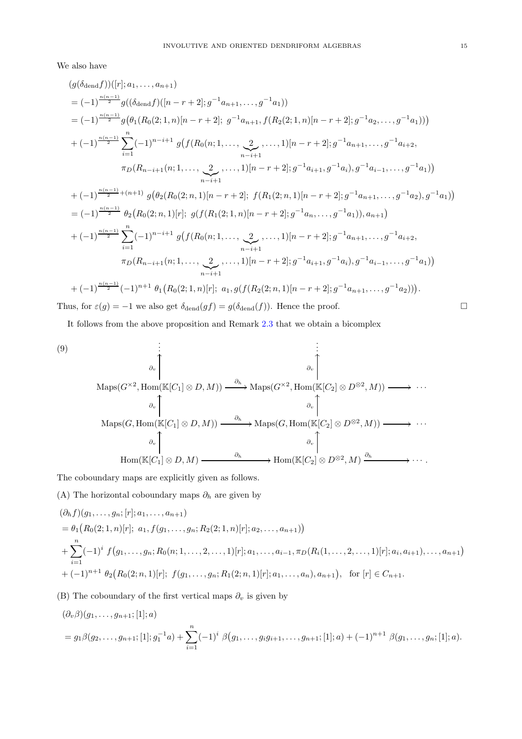We also have

$$
\begin{aligned}
&(g(\delta_{\mathrm{dend}} f))([r]; a_1, \ldots, a_{n+1}) \\
&= (-1)^{\frac{n(n-1)}{2}} g((\delta_{\mathrm{dend}} f)([n-r+2]; g^{-1}a_{n+1}, \ldots, g^{-1}a_1)) \\
&= (-1)^{\frac{n(n-1)}{2}} g\big(\theta_1(R_0(2;1,n)[n-r+2];\ g^{-1}a_{n+1}, f(R_2(2;1,n)[n-r+2]; g^{-1}a_2, \ldots, g^{-1}a_1))\big) \\
&+ (-1)^{\frac{n(n-1)}{2}} \sum_{i=1}^{n} (-1)^{n-i+1}\ g\big(f(R_0(n;1,\ldots,\underbrace{2}_{n-i+1},\ldots,1)[n-r+2]; g^{-1}a_{n+1}, \ldots, g^{-1}a_{i+2}, \\
&\qquad \pi_D(R_{n-i+1}(n;1,\ldots,\underbrace{2}_{n-i+1},\ldots,1)[n-r+2]; g^{-1}a_{i+1}, g^{-1}a_i), g^{-1}a_{i-1}, \ldots, g^{-1}a_1)\big) \\
&+ (-1)^{\frac{n(n-1)}{2}+(n+1)}\ g\big(\theta_2(R_0(2;n,1)[n-r+2];\ f(R_1(2;n,1)[n-r+2]; g^{-1}a_{n+1}, \ldots, g^{-1}a_2), g^{-1}a_1)\big) \\
&= (-1)^{\frac{n(n-1)}{2}}\ \theta_2\big(R_0(2;n,1)[r];\ g(f(R_1(2;1,n)[n-r+2]; g^{-1}a_n, \ldots, g^{-1}a_1)), a_{n+1}\big) \\
&+ (-1)^{\frac{n(n-1)}{2}} \sum_{i=1}^{n} (-1)^{n-i+1}\ g\big(f(R_0(n;1,\ldots,\underbrace{2}_{n-i+1},\ldots,1)[n-r+2]; g^{-1}a_{n+1}, \ldots, g^{-1}a_{i+2}, \\
&\qquad \pi_D(R_{n-i+1}(n;1,\ldots,\underbrace{2}_{n-i+1},\ldots,1)[n-r+2]; g^{-1}a_{i+1}, g^{-1}a_i), g^{-1}a_{i-1}, \ldots, g^{-1}a_1)\big) \\
&+ (-1)^{\frac{n(n-1)}{2}} (-1)^{n+1}\ \theta_1\big(R_0(2;1,n)[r];\ a_1, g(f(R_2(2;n,1)[n-r+2]; g^{-1}a_{n+1}, \ldots, g^{-1}a_2))\big).
\end{aligned}
$$

Thus, for $\varepsilon(g) = -1$ we also get $\delta_{\mathrm{dend}}(gf) = g(\delta_{\mathrm{dend}}(f))$. Hence the proof. $\square$

It follows from the above proposition and Remark 2.3 that we obtain a bicomplex

$$
(9) \qquad
\begin{array}{ccccc}
\vdots & & \vdots & & \\
\uparrow \partial_v & & \uparrow \partial_v & & \\
\mathrm{Maps}(G^{\times 2}, \mathrm{Hom}(\mathbb{K}[C_1] \otimes D, M)) & \xrightarrow{\partial_h} & \mathrm{Maps}(G^{\times 2}, \mathrm{Hom}(\mathbb{K}[C_2] \otimes D^{\otimes 2}, M)) & \longrightarrow & \cdots \\
\uparrow \partial_v & & \uparrow \partial_v & & \\
\mathrm{Maps}(G, \mathrm{Hom}(\mathbb{K}[C_1] \otimes D, M)) & \xrightarrow{\partial_h} & \mathrm{Maps}(G, \mathrm{Hom}(\mathbb{K}[C_2] \otimes D^{\otimes 2}, M)) & \longrightarrow & \cdots \\
\uparrow \partial_v & & \uparrow \partial_v & & \\
\mathrm{Hom}(\mathbb{K}[C_1] \otimes D, M) & \xrightarrow{\partial_h} & \mathrm{Hom}(\mathbb{K}[C_2] \otimes D^{\otimes 2}, M) & \xrightarrow{\partial_h} & \cdots .
\end{array}
$$

The coboundary maps are explicitly given as follows.

(A) The horizontal coboundary maps $\partial_h$ are given by

$$
\begin{aligned}
&(\partial_h f)(g_1, \ldots, g_n; [r]; a_1, \ldots, a_{n+1}) \\
&= \theta_1\big(R_0(2;1,n)[r];\ a_1, f(g_1, \ldots, g_n; R_2(2;1,n)[r]; a_2, \ldots, a_{n+1})\big) \\
&+ \sum_{i=1}^{n} (-1)^i\ f\big(g_1, \ldots, g_n; R_0(n;1,\ldots,2,\ldots,1)[r]; a_1, \ldots, a_{i-1}, \pi_D(R_i(1,\ldots,2,\ldots,1)[r]; a_i, a_{i+1}), \ldots, a_{n+1}\big) \\
&+ (-1)^{n+1}\ \theta_2\big(R_0(2;n,1)[r];\ f(g_1, \ldots, g_n; R_1(2;n,1)[r]; a_1, \ldots, a_n), a_{n+1}\big), \quad \text{for } [r] \in C_{n+1}.
\end{aligned}
$$

(B) The coboundary of the first vertical maps $\partial_v$ is given by

$$
\begin{aligned}
&(\partial_v \beta)(g_1, \ldots, g_{n+1}; [1]; a) \\
&= g_1 \beta(g_2, \ldots, g_{n+1}; [1]; g_1^{-1} a) + \sum_{i=1}^{n} (-1)^i\ \beta\big(g_1, \ldots, g_i g_{i+1}, \ldots, g_{n+1}; [1]; a\big) + (-1)^{n+1}\ \beta(g_1, \ldots, g_n; [1]; a).
\end{aligned}
$$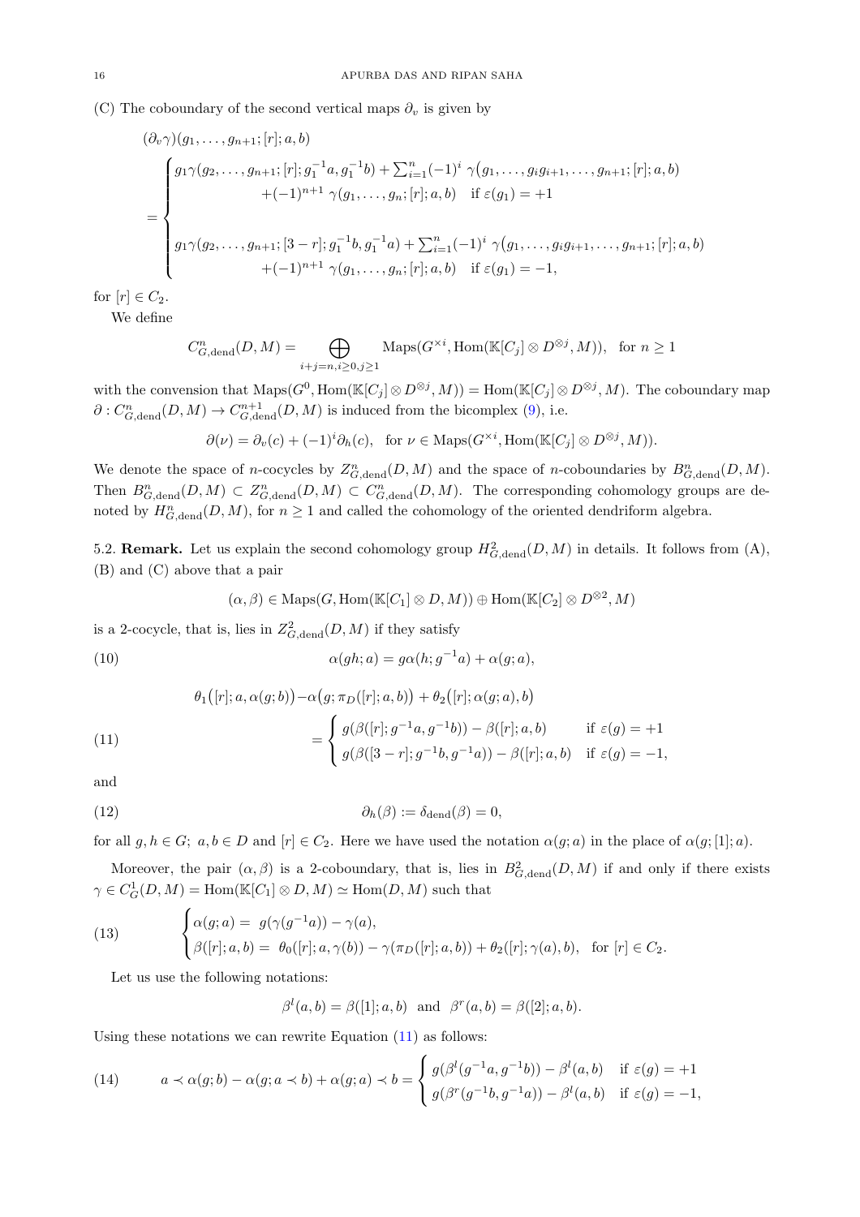(C) The coboundary of the second vertical maps $\partial_v$ is given by

$$
\begin{aligned}
&(\partial_v \gamma)(g_1, \ldots, g_{n+1}; [r]; a, b) \\
&= \begin{cases} g_1 \gamma(g_2, \ldots, g_{n+1}; [r]; g_1^{-1}a, g_1^{-1}b) + \sum_{i=1}^{n} (-1)^i \ \gamma\big(g_1, \ldots, g_i g_{i+1}, \ldots, g_{n+1}; [r]; a, b\big) \\ \qquad\qquad + (-1)^{n+1} \ \gamma(g_1, \ldots, g_n; [r]; a, b) \quad \text{if } \varepsilon(g_1) = +1 \\ \\ g_1 \gamma(g_2, \ldots, g_{n+1}; [3-r]; g_1^{-1}b, g_1^{-1}a) + \sum_{i=1}^{n} (-1)^i \ \gamma\big(g_1, \ldots, g_i g_{i+1}, \ldots, g_{n+1}; [r]; a, b\big) \\ \qquad\qquad + (-1)^{n+1} \ \gamma(g_1, \ldots, g_n; [r]; a, b) \quad \text{if } \varepsilon(g_1) = -1, \end{cases}
\end{aligned}
$$

for $[r] \in C_2$.

We define

$$
C^n_{G,\mathrm{dend}}(D, M) = \bigoplus_{i+j=n, i \geq 0, j \geq 1} \mathrm{Maps}(G^{\times i}, \mathrm{Hom}(\mathbb{K}[C_j] \otimes D^{\otimes j}, M)), \quad \text{for } n \geq 1
$$

with the convension that $\mathrm{Maps}(G^0, \mathrm{Hom}(\mathbb{K}[C_j] \otimes D^{\otimes j}, M)) = \mathrm{Hom}(\mathbb{K}[C_j] \otimes D^{\otimes j}, M)$. The coboundary map $\partial : C^n_{G,\mathrm{dend}}(D, M) \to C^{n+1}_{G,\mathrm{dend}}(D, M)$ is induced from the bicomplex (9), i.e.

$$
\partial(\nu) = \partial_v(c) + (-1)^i \partial_h(c), \quad \text{for } \nu \in \mathrm{Maps}(G^{\times i}, \mathrm{Hom}(\mathbb{K}[C_j] \otimes D^{\otimes j}, M)).
$$

We denote the space of $n$-cocycles by $Z^n_{G,\mathrm{dend}}(D, M)$ and the space of $n$-coboundaries by $B^n_{G,\mathrm{dend}}(D, M)$. Then $B^n_{G,\mathrm{dend}}(D, M) \subset Z^n_{G,\mathrm{dend}}(D, M) \subset C^n_{G,\mathrm{dend}}(D, M)$. The corresponding cohomology groups are denoted by $H^n_{G,\mathrm{dend}}(D, M)$, for $n \geq 1$ and called the cohomology of the oriented dendriform algebra.

5.2. **Remark.** Let us explain the second cohomology group $H^2_{G,\mathrm{dend}}(D, M)$ in details. It follows from (A), (B) and (C) above that a pair

$$
(\alpha, \beta) \in \mathrm{Maps}(G, \mathrm{Hom}(\mathbb{K}[C_1] \otimes D, M)) \oplus \mathrm{Hom}(\mathbb{K}[C_2] \otimes D^{\otimes 2}, M)
$$

is a 2-cocycle, that is, lies in $Z^2_{G,\mathrm{dend}}(D, M)$ if they satisfy

$$
\alpha(gh; a) = g\alpha(h; g^{-1}a) + \alpha(g; a), \tag{10}
$$

$$
\begin{aligned}
\theta_1\big([r]; a, \alpha(g; b)\big) &- \alpha\big(g; \pi_D([r]; a, b)\big) + \theta_2\big([r]; \alpha(g; a), b\big) \\
&= \begin{cases} g(\beta([r]; g^{-1}a, g^{-1}b)) - \beta([r]; a, b) & \text{if } \varepsilon(g) = +1 \\ g(\beta([3-r]; g^{-1}b, g^{-1}a)) - \beta([r]; a, b) & \text{if } \varepsilon(g) = -1, \end{cases}
\end{aligned} \tag{11}
$$

and

$$
\partial_h(\beta) := \delta_{\mathrm{dend}}(\beta) = 0, \tag{12}
$$

for all $g, h \in G;\ a, b \in D$ and $[r] \in C_2$. Here we have used the notation $\alpha(g; a)$ in the place of $\alpha(g; [1]; a)$.

Moreover, the pair $(\alpha, \beta)$ is a 2-coboundary, that is, lies in $B^2_{G,\mathrm{dend}}(D, M)$ if and only if there exists $\gamma \in C^1_G(D, M) = \mathrm{Hom}(\mathbb{K}[C_1] \otimes D, M) \simeq \mathrm{Hom}(D, M)$ such that

$$
\begin{cases} \alpha(g; a) = \ g(\gamma(g^{-1}a)) - \gamma(a), \\ \beta([r]; a, b) = \ \theta_0([r]; a, \gamma(b)) - \gamma(\pi_D([r]; a, b)) + \theta_2([r]; \gamma(a), b), \quad \text{for } [r] \in C_2. \end{cases} \tag{13}
$$

Let us use the following notations:

$$
\beta^l(a, b) = \beta([1]; a, b) \ \text{ and } \ \beta^r(a, b) = \beta([2]; a, b).
$$

Using these notations we can rewrite Equation (11) as follows:

$$
a \prec \alpha(g; b) - \alpha(g; a \prec b) + \alpha(g; a) \prec b = \begin{cases} g(\beta^l(g^{-1}a, g^{-1}b)) - \beta^l(a, b) & \text{if } \varepsilon(g) = +1 \\ g(\beta^r(g^{-1}b, g^{-1}a)) - \beta^l(a, b) & \text{if } \varepsilon(g) = -1, \end{cases} \tag{14}
$$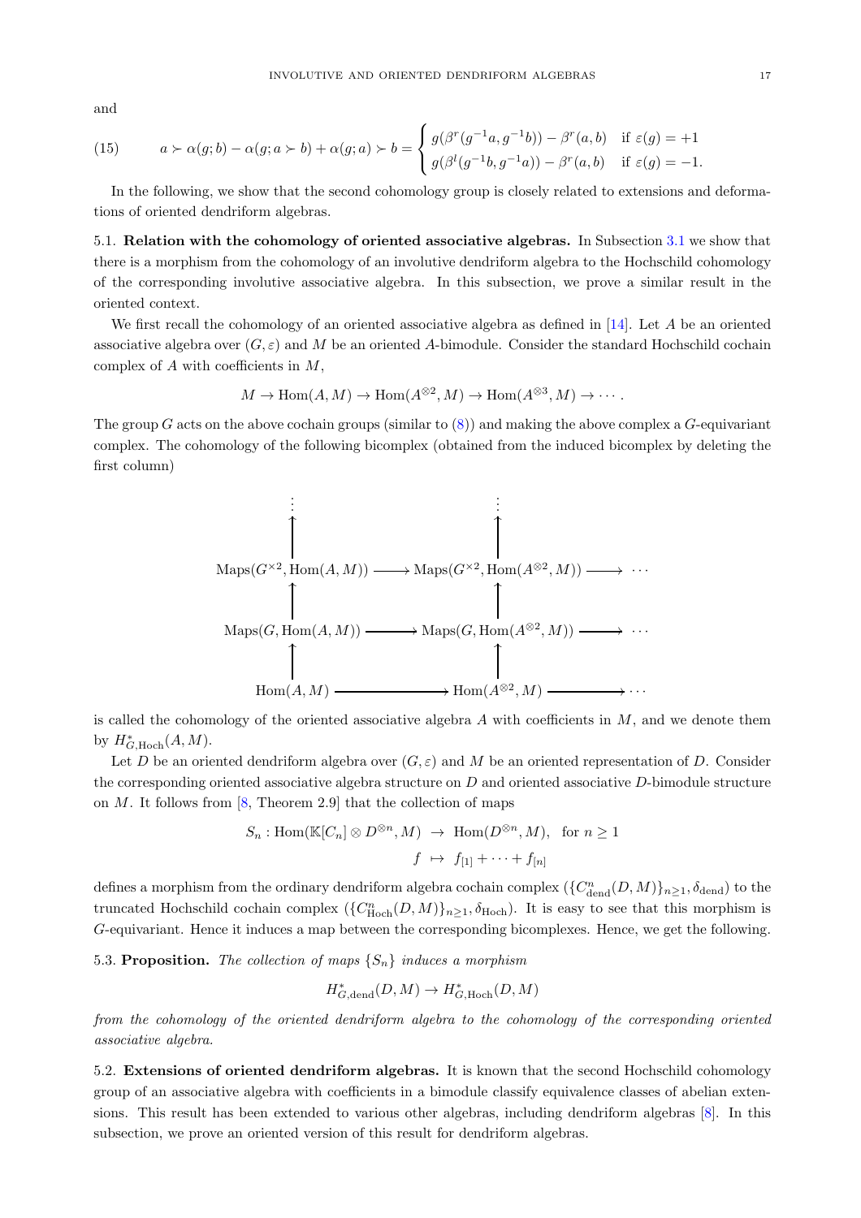and

$$
a \succ \alpha(g; b) - \alpha(g; a \succ b) + \alpha(g; a) \succ b = \begin{cases} g(\beta^r(g^{-1}a, g^{-1}b)) - \beta^r(a,b) & \text{if } \varepsilon(g) = +1 \\ g(\beta^l(g^{-1}b, g^{-1}a)) - \beta^r(a,b) & \text{if } \varepsilon(g) = -1. \end{cases} \tag{15}
$$

In the following, we show that the second cohomology group is closely related to extensions and deformations of oriented dendriform algebras.

**5.1. Relation with the cohomology of oriented associative algebras.** In Subsection 3.1 we show that there is a morphism from the cohomology of an involutive dendriform algebra to the Hochschild cohomology of the corresponding involutive associative algebra. In this subsection, we prove a similar result in the oriented context.

We first recall the cohomology of an oriented associative algebra as defined in [14]. Let $A$ be an oriented associative algebra over $(G, \varepsilon)$ and $M$ be an oriented $A$-bimodule. Consider the standard Hochschild cochain complex of $A$ with coefficients in $M$,

$$
M \to \mathrm{Hom}(A, M) \to \mathrm{Hom}(A^{\otimes 2}, M) \to \mathrm{Hom}(A^{\otimes 3}, M) \to \cdots .
$$

The group $G$ acts on the above cochain groups (similar to (8)) and making the above complex a $G$-equivariant complex. The cohomology of the following bicomplex (obtained from the induced bicomplex by deleting the first column)

$$
\begin{array}{ccccc}
\vdots & & \vdots & & \\
\uparrow & & \uparrow & & \\
\mathrm{Maps}(G^{\times 2}, \mathrm{Hom}(A, M)) & \longrightarrow & \mathrm{Maps}(G^{\times 2}, \mathrm{Hom}(A^{\otimes 2}, M)) & \longrightarrow & \cdots \\
\uparrow & & \uparrow & & \\
\mathrm{Maps}(G, \mathrm{Hom}(A, M)) & \longrightarrow & \mathrm{Maps}(G, \mathrm{Hom}(A^{\otimes 2}, M)) & \longrightarrow & \cdots \\
\uparrow & & \uparrow & & \\
\mathrm{Hom}(A, M) & \longrightarrow & \mathrm{Hom}(A^{\otimes 2}, M) & \longrightarrow & \cdots
\end{array}
$$

is called the cohomology of the oriented associative algebra $A$ with coefficients in $M$, and we denote them by $H^*_{G,\mathrm{Hoch}}(A, M)$.

Let $D$ be an oriented dendriform algebra over $(G, \varepsilon)$ and $M$ be an oriented representation of $D$. Consider the corresponding oriented associative algebra structure on $D$ and oriented associative $D$-bimodule structure on $M$. It follows from [8, Theorem 2.9] that the collection of maps

$$
\begin{aligned}
S_n : \mathrm{Hom}(\mathbb{K}[C_n] \otimes D^{\otimes n}, M) &\to \mathrm{Hom}(D^{\otimes n}, M), \quad \text{for } n \geq 1 \\
f &\mapsto f_{[1]} + \cdots + f_{[n]}
\end{aligned}
$$

defines a morphism from the ordinary dendriform algebra cochain complex $(\{C^n_{\mathrm{dend}}(D, M)\}_{n \geq 1}, \delta_{\mathrm{dend}})$ to the truncated Hochschild cochain complex $(\{C^n_{\mathrm{Hoch}}(D, M)\}_{n \geq 1}, \delta_{\mathrm{Hoch}})$. It is easy to see that this morphism is $G$-equivariant. Hence it induces a map between the corresponding bicomplexes. Hence, we get the following.

**5.3. Proposition.** *The collection of maps $\{S_n\}$ induces a morphism*

$$
H^*_{G,\mathrm{dend}}(D, M) \to H^*_{G,\mathrm{Hoch}}(D, M)
$$

*from the cohomology of the oriented dendriform algebra to the cohomology of the corresponding oriented associative algebra.*

**5.2. Extensions of oriented dendriform algebras.** It is known that the second Hochschild cohomology group of an associative algebra with coefficients in a bimodule classify equivalence classes of abelian extensions. This result has been extended to various other algebras, including dendriform algebras [8]. In this subsection, we prove an oriented version of this result for dendriform algebras.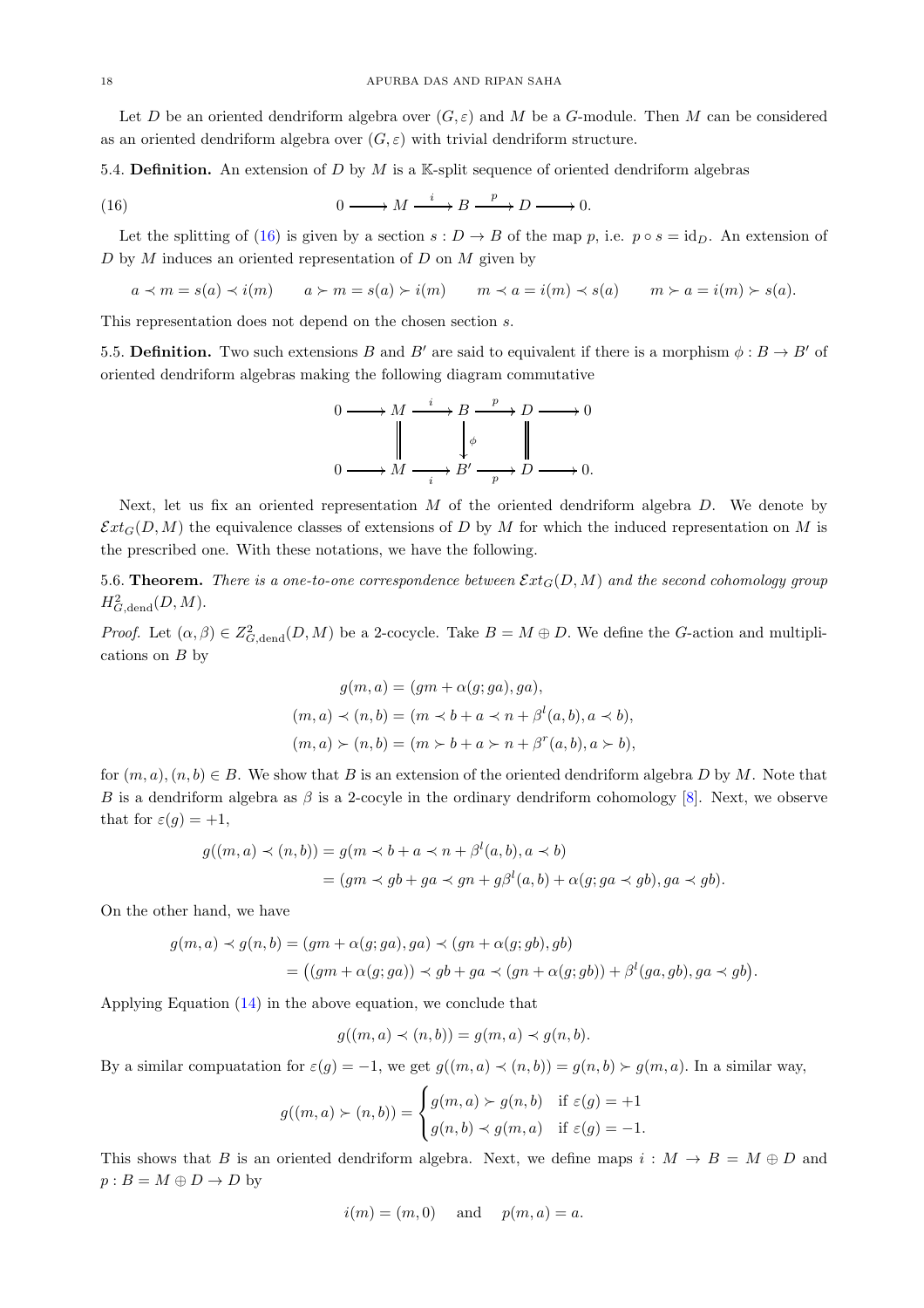Let $D$ be an oriented dendriform algebra over $(G, \varepsilon)$ and $M$ be a $G$-module. Then $M$ can be considered as an oriented dendriform algebra over $(G, \varepsilon)$ with trivial dendriform structure.

5.4. **Definition.** An extension of $D$ by $M$ is a $\mathbb{K}$-split sequence of oriented dendriform algebras

$$0 \longrightarrow M \xrightarrow{\ i\ } B \xrightarrow{\ p\ } D \longrightarrow 0. \tag{16}$$

Let the splitting of (16) is given by a section $s : D \to B$ of the map $p$, i.e. $p \circ s = \mathrm{id}_D$. An extension of $D$ by $M$ induces an oriented representation of $D$ on $M$ given by

$$a \prec m = s(a) \prec i(m) \qquad a \succ m = s(a) \succ i(m) \qquad m \prec a = i(m) \prec s(a) \qquad m \succ a = i(m) \succ s(a).$$

This representation does not depend on the chosen section $s$.

5.5. **Definition.** Two such extensions $B$ and $B'$ are said to equivalent if there is a morphism $\phi : B \to B'$ of oriented dendriform algebras making the following diagram commutative

$$\begin{array}{ccccccccc}
0 & \longrightarrow & M & \xrightarrow{\ i\ } & B & \xrightarrow{\ p\ } & D & \longrightarrow & 0 \\
 & & \Vert & & \downarrow{\scriptstyle \phi} & & \Vert & & \\
0 & \longrightarrow & M & \xrightarrow[\ i\ ]{} & B' & \xrightarrow[\ p\ ]{} & D & \longrightarrow & 0.
\end{array}$$

Next, let us fix an oriented representation $M$ of the oriented dendriform algebra $D$. We denote by $\mathcal{E}xt_G(D, M)$ the equivalence classes of extensions of $D$ by $M$ for which the induced representation on $M$ is the prescribed one. With these notations, we have the following.

5.6. **Theorem.** *There is a one-to-one correspondence between $\mathcal{E}xt_G(D, M)$ and the second cohomology group $H^2_{G,\mathrm{dend}}(D, M)$.*

*Proof.* Let $(\alpha, \beta) \in Z^2_{G,\mathrm{dend}}(D, M)$ be a 2-cocycle. Take $B = M \oplus D$. We define the $G$-action and multiplications on $B$ by

$$g(m, a) = (gm + \alpha(g; ga), ga),$$
$$(m, a) \prec (n, b) = (m \prec b + a \prec n + \beta^l(a, b), a \prec b),$$
$$(m, a) \succ (n, b) = (m \succ b + a \succ n + \beta^r(a, b), a \succ b),$$

for $(m, a), (n, b) \in B$. We show that $B$ is an extension of the oriented dendriform algebra $D$ by $M$. Note that $B$ is a dendriform algebra as $\beta$ is a 2-cocyle in the ordinary dendriform cohomology [8]. Next, we observe that for $\varepsilon(g) = +1$,

$$\begin{aligned}
g((m, a) \prec (n, b)) &= g(m \prec b + a \prec n + \beta^l(a, b), a \prec b) \\
&= (gm \prec gb + ga \prec gn + g\beta^l(a, b) + \alpha(g; ga \prec gb), ga \prec gb).
\end{aligned}$$

On the other hand, we have

$$\begin{aligned}
g(m, a) \prec g(n, b) &= (gm + \alpha(g; ga), ga) \prec (gn + \alpha(g; gb), gb) \\
&= \big((gm + \alpha(g; ga)) \prec gb + ga \prec (gn + \alpha(g; gb)) + \beta^l(ga, gb), ga \prec gb\big).
\end{aligned}$$

Applying Equation (14) in the above equation, we conclude that

$$g((m, a) \prec (n, b)) = g(m, a) \prec g(n, b).$$

By a similar compuatation for $\varepsilon(g) = -1$, we get $g((m, a) \prec (n, b)) = g(n, b) \succ g(m, a)$. In a similar way,

$$g((m, a) \succ (n, b)) = \begin{cases} g(m, a) \succ g(n, b) & \text{if } \varepsilon(g) = +1 \\ g(n, b) \prec g(m, a) & \text{if } \varepsilon(g) = -1. \end{cases}$$

This shows that $B$ is an oriented dendriform algebra. Next, we define maps $i : M \to B = M \oplus D$ and $p : B = M \oplus D \to D$ by

$$i(m) = (m, 0) \quad \text{ and } \quad p(m, a) = a.$$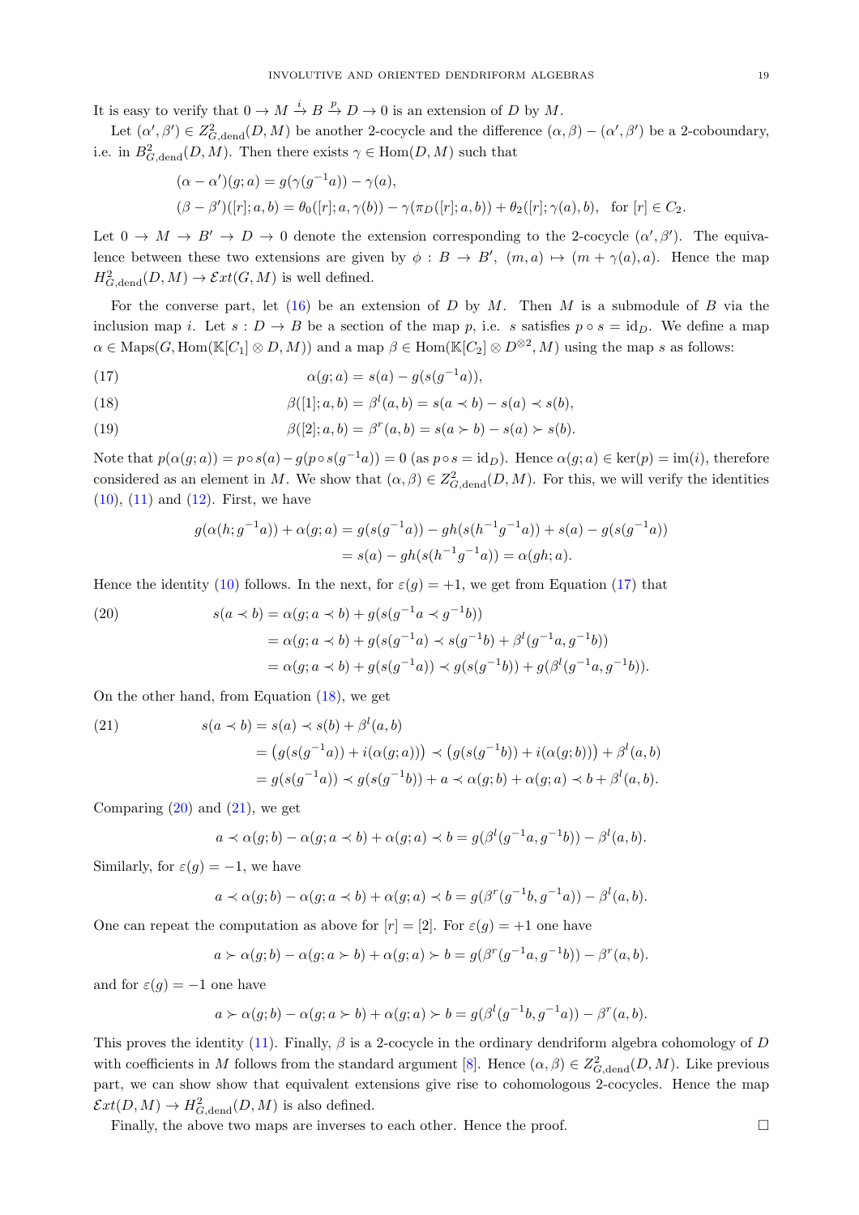It is easy to verify that $0 \to M \xrightarrow{i} B \xrightarrow{p} D \to 0$ is an extension of $D$ by $M$.

Let $(\alpha', \beta') \in Z^2_{G,\mathrm{dend}}(D, M)$ be another 2-cocycle and the difference $(\alpha, \beta) - (\alpha', \beta')$ be a 2-coboundary, i.e. in $B^2_{G,\mathrm{dend}}(D, M)$. Then there exists $\gamma \in \mathrm{Hom}(D, M)$ such that

$$
\begin{aligned}
&(\alpha - \alpha')(g; a) = g(\gamma(g^{-1}a)) - \gamma(a),\\
&(\beta - \beta')([r]; a, b) = \theta_0([r]; a, \gamma(b)) - \gamma(\pi_D([r]; a, b)) + \theta_2([r]; \gamma(a), b), \quad \text{for } [r] \in C_2.
\end{aligned}
$$

Let $0 \to M \to B' \to D \to 0$ denote the extension corresponding to the 2-cocycle $(\alpha', \beta')$. The equivalence between these two extensions are given by $\phi : B \to B'$, $(m, a) \mapsto (m + \gamma(a), a)$. Hence the map $H^2_{G,\mathrm{dend}}(D, M) \to \mathcal{E}xt(G, M)$ is well defined.

For the converse part, let (16) be an extension of $D$ by $M$. Then $M$ is a submodule of $B$ via the inclusion map $i$. Let $s : D \to B$ be a section of the map $p$, i.e. $s$ satisfies $p \circ s = \mathrm{id}_D$. We define a map $\alpha \in \mathrm{Maps}(G, \mathrm{Hom}(\mathbb{K}[C_1] \otimes D, M))$ and a map $\beta \in \mathrm{Hom}(\mathbb{K}[C_2] \otimes D^{\otimes 2}, M)$ using the map $s$ as follows:

$$
\alpha(g; a) = s(a) - g(s(g^{-1}a)), \tag{17}
$$

$$
\beta([1]; a, b) = \beta^l(a, b) = s(a \prec b) - s(a) \prec s(b), \tag{18}
$$

$$
\beta([2]; a, b) = \beta^r(a, b) = s(a \succ b) - s(a) \succ s(b). \tag{19}
$$

Note that $p(\alpha(g; a)) = p \circ s(a) - g(p \circ s(g^{-1}a)) = 0$ (as $p \circ s = \mathrm{id}_D$). Hence $\alpha(g; a) \in \ker(p) = \mathrm{im}(i)$, therefore considered as an element in $M$. We show that $(\alpha, \beta) \in Z^2_{G,\mathrm{dend}}(D, M)$. For this, we will verify the identities (10), (11) and (12). First, we have

$$
\begin{aligned}
g(\alpha(h; g^{-1}a)) + \alpha(g; a) &= g(s(g^{-1}a)) - gh(s(h^{-1}g^{-1}a)) + s(a) - g(s(g^{-1}a))\\
&= s(a) - gh(s(h^{-1}g^{-1}a)) = \alpha(gh; a).
\end{aligned}
$$

Hence the identity (10) follows. In the next, for $\varepsilon(g) = +1$, we get from Equation (17) that

$$
\begin{aligned}
s(a \prec b) &= \alpha(g; a \prec b) + g(s(g^{-1}a \prec g^{-1}b))\\
&= \alpha(g; a \prec b) + g(s(g^{-1}a) \prec s(g^{-1}b) + \beta^l(g^{-1}a, g^{-1}b))\\
&= \alpha(g; a \prec b) + g(s(g^{-1}a)) \prec g(s(g^{-1}b)) + g(\beta^l(g^{-1}a, g^{-1}b)).
\end{aligned} \tag{20}
$$

On the other hand, from Equation (18), we get

$$
\begin{aligned}
s(a \prec b) &= s(a) \prec s(b) + \beta^l(a, b)\\
&= \big(g(s(g^{-1}a)) + i(\alpha(g; a))\big) \prec \big(g(s(g^{-1}b)) + i(\alpha(g; b))\big) + \beta^l(a, b)\\
&= g(s(g^{-1}a)) \prec g(s(g^{-1}b)) + a \prec \alpha(g; b) + \alpha(g; a) \prec b + \beta^l(a, b).
\end{aligned} \tag{21}
$$

Comparing (20) and (21), we get

$$
a \prec \alpha(g; b) - \alpha(g; a \prec b) + \alpha(g; a) \prec b = g(\beta^l(g^{-1}a, g^{-1}b)) - \beta^l(a, b).
$$

Similarly, for $\varepsilon(g) = -1$, we have

$$
a \prec \alpha(g; b) - \alpha(g; a \prec b) + \alpha(g; a) \prec b = g(\beta^r(g^{-1}b, g^{-1}a)) - \beta^l(a, b).
$$

One can repeat the computation as above for $[r] = [2]$. For $\varepsilon(g) = +1$ one have

$$
a \succ \alpha(g; b) - \alpha(g; a \succ b) + \alpha(g; a) \succ b = g(\beta^r(g^{-1}a, g^{-1}b)) - \beta^r(a, b).
$$

and for $\varepsilon(g) = -1$ one have

$$
a \succ \alpha(g; b) - \alpha(g; a \succ b) + \alpha(g; a) \succ b = g(\beta^l(g^{-1}b, g^{-1}a)) - \beta^r(a, b).
$$

This proves the identity (11). Finally, $\beta$ is a 2-cocycle in the ordinary dendriform algebra cohomology of $D$ with coefficients in $M$ follows from the standard argument [8]. Hence $(\alpha, \beta) \in Z^2_{G,\mathrm{dend}}(D, M)$. Like previous part, we can show show that equivalent extensions give rise to cohomologous 2-cocycles. Hence the map $\mathcal{E}xt(D, M) \to H^2_{G,\mathrm{dend}}(D, M)$ is also defined.

Finally, the above two maps are inverses to each other. Hence the proof. $\square$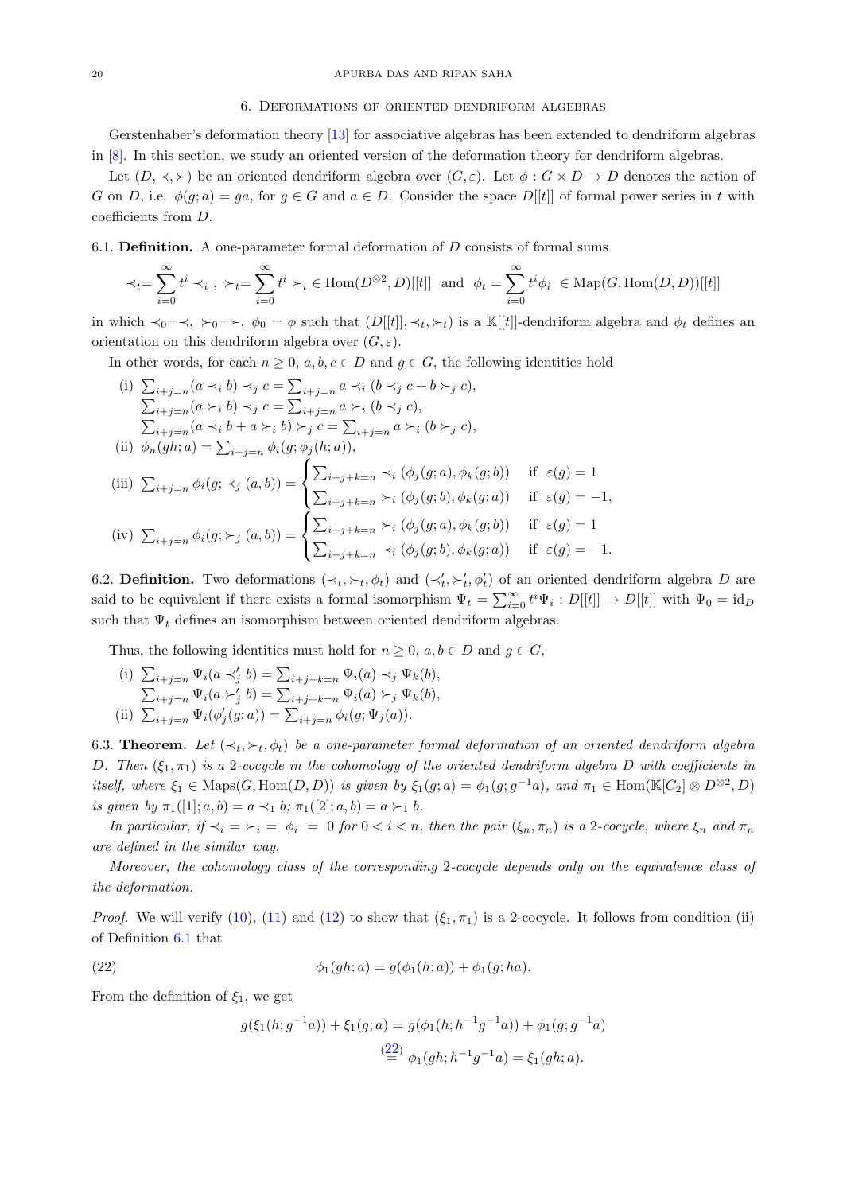## 6. Deformations of oriented dendriform algebras

Gerstenhaber's deformation theory [13] for associative algebras has been extended to dendriform algebras in [8]. In this section, we study an oriented version of the deformation theory for dendriform algebras.

Let $(D, \prec, \succ)$ be an oriented dendriform algebra over $(G, \varepsilon)$. Let $\phi : G \times D \to D$ denotes the action of $G$ on $D$, i.e. $\phi(g; a) = ga$, for $g \in G$ and $a \in D$. Consider the space $D[[t]]$ of formal power series in $t$ with coefficients from $D$.

**6.1. Definition.** A one-parameter formal deformation of $D$ consists of formal sums

$$\prec_t = \sum_{i=0}^{\infty} t^i \prec_i \,,\ \succ_t = \sum_{i=0}^{\infty} t^i \succ_i \in \mathrm{Hom}(D^{\otimes 2}, D)[[t]] \ \text{ and } \ \phi_t = \sum_{i=0}^{\infty} t^i \phi_i \ \in \mathrm{Map}(G, \mathrm{Hom}(D,D))[[t]]$$

in which $\prec_0 = \prec$, $\succ_0 = \succ$, $\phi_0 = \phi$ such that $(D[[t]], \prec_t, \succ_t)$ is a $\mathbb{K}[[t]]$-dendriform algebra and $\phi_t$ defines an orientation on this dendriform algebra over $(G, \varepsilon)$.

In other words, for each $n \geq 0$, $a, b, c \in D$ and $g \in G$, the following identities hold

(i) $\sum_{i+j=n} (a \prec_i b) \prec_j c = \sum_{i+j=n} a \prec_i (b \prec_j c + b \succ_j c)$,
$\sum_{i+j=n} (a \succ_i b) \prec_j c = \sum_{i+j=n} a \succ_i (b \prec_j c)$,
$\sum_{i+j=n} (a \prec_i b + a \succ_i b) \succ_j c = \sum_{i+j=n} a \succ_i (b \succ_j c)$,

(ii) $\phi_n(gh; a) = \sum_{i+j=n} \phi_i(g; \phi_j(h; a))$,

(iii) $\sum_{i+j=n} \phi_i(g; \prec_j (a,b)) = \begin{cases} \sum_{i+j+k=n} \prec_i (\phi_j(g;a), \phi_k(g;b)) & \text{if } \varepsilon(g) = 1 \\ \sum_{i+j+k=n} \succ_i (\phi_j(g;b), \phi_k(g;a)) & \text{if } \varepsilon(g) = -1, \end{cases}$

(iv) $\sum_{i+j=n} \phi_i(g; \succ_j (a,b)) = \begin{cases} \sum_{i+j+k=n} \succ_i (\phi_j(g;a), \phi_k(g;b)) & \text{if } \varepsilon(g) = 1 \\ \sum_{i+j+k=n} \prec_i (\phi_j(g;b), \phi_k(g;a)) & \text{if } \varepsilon(g) = -1. \end{cases}$

**6.2. Definition.** Two deformations $(\prec_t, \succ_t, \phi_t)$ and $(\prec_t', \succ_t', \phi_t')$ of an oriented dendriform algebra $D$ are said to be equivalent if there exists a formal isomorphism $\Psi_t = \sum_{i=0}^{\infty} t^i \Psi_i : D[[t]] \to D[[t]]$ with $\Psi_0 = \mathrm{id}_D$ such that $\Psi_t$ defines an isomorphism between oriented dendriform algebras.

Thus, the following identities must hold for $n \geq 0$, $a, b \in D$ and $g \in G$,

(i) $\sum_{i+j=n} \Psi_i(a \prec_j' b) = \sum_{i+j+k=n} \Psi_i(a) \prec_j \Psi_k(b)$,
$\sum_{i+j=n} \Psi_i(a \succ_j' b) = \sum_{i+j+k=n} \Psi_i(a) \succ_j \Psi_k(b)$,

(ii) $\sum_{i+j=n} \Psi_i(\phi_j'(g; a)) = \sum_{i+j=n} \phi_i(g; \Psi_j(a))$.

**6.3. Theorem.** *Let $(\prec_t, \succ_t, \phi_t)$ be a one-parameter formal deformation of an oriented dendriform algebra $D$. Then $(\xi_1, \pi_1)$ is a 2-cocycle in the cohomology of the oriented dendriform algebra $D$ with coefficients in itself, where $\xi_1 \in \mathrm{Maps}(G, \mathrm{Hom}(D,D))$ is given by $\xi_1(g; a) = \phi_1(g; g^{-1}a)$, and $\pi_1 \in \mathrm{Hom}(\mathbb{K}[C_2] \otimes D^{\otimes 2}, D)$ is given by $\pi_1([1]; a, b) = a \prec_1 b$; $\pi_1([2]; a, b) = a \succ_1 b$.*

*In particular, if $\prec_i = \succ_i = \phi_i = 0$ for $0 < i < n$, then the pair $(\xi_n, \pi_n)$ is a 2-cocycle, where $\xi_n$ and $\pi_n$ are defined in the similar way.*

*Moreover, the cohomology class of the corresponding 2-cocycle depends only on the equivalence class of the deformation.*

*Proof.* We will verify (10), (11) and (12) to show that $(\xi_1, \pi_1)$ is a 2-cocycle. It follows from condition (ii) of Definition 6.1 that

$$\phi_1(gh; a) = g(\phi_1(h; a)) + \phi_1(g; ha). \tag{22}$$

From the definition of $\xi_1$, we get

$$\begin{aligned} g(\xi_1(h; g^{-1}a)) + \xi_1(g; a) &= g(\phi_1(h; h^{-1}g^{-1}a)) + \phi_1(g; g^{-1}a) \\ &\overset{(22)}{=} \phi_1(gh; h^{-1}g^{-1}a) = \xi_1(gh; a). \end{aligned}$$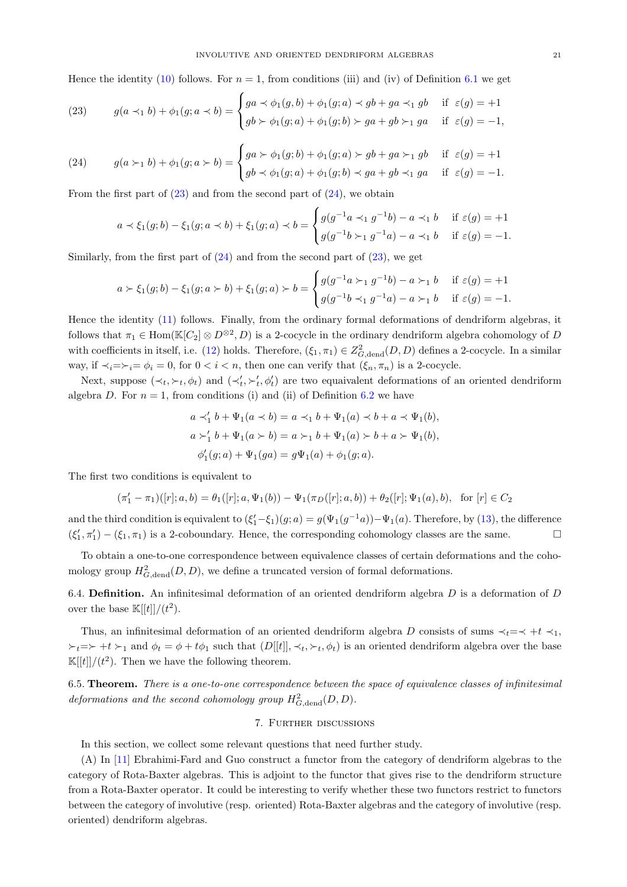Hence the identity (10) follows. For $n = 1$, from conditions (iii) and (iv) of Definition 6.1 we get

$$
g(a \prec_1 b) + \phi_1(g; a \prec b) = \begin{cases} ga \prec \phi_1(g, b) + \phi_1(g; a) \prec gb + ga \prec_1 gb & \text{if } \varepsilon(g) = +1 \\ gb \succ \phi_1(g; a) + \phi_1(g; b) \succ ga + gb \succ_1 ga & \text{if } \varepsilon(g) = -1, \end{cases} \tag{23}
$$

$$
g(a \succ_1 b) + \phi_1(g; a \succ b) = \begin{cases} ga \succ \phi_1(g; b) + \phi_1(g; a) \succ gb + ga \succ_1 gb & \text{if } \varepsilon(g) = +1 \\ gb \prec \phi_1(g; a) + \phi_1(g; b) \prec ga + gb \prec_1 ga & \text{if } \varepsilon(g) = -1. \end{cases} \tag{24}
$$

From the first part of (23) and from the second part of (24), we obtain

$$
a \prec \xi_1(g; b) - \xi_1(g; a \prec b) + \xi_1(g; a) \prec b = \begin{cases} g(g^{-1}a \prec_1 g^{-1}b) - a \prec_1 b & \text{if } \varepsilon(g) = +1 \\ g(g^{-1}b \succ_1 g^{-1}a) - a \prec_1 b & \text{if } \varepsilon(g) = -1. \end{cases}
$$

Similarly, from the first part of (24) and from the second part of (23), we get

$$
a \succ \xi_1(g; b) - \xi_1(g; a \succ b) + \xi_1(g; a) \succ b = \begin{cases} g(g^{-1}a \succ_1 g^{-1}b) - a \succ_1 b & \text{if } \varepsilon(g) = +1 \\ g(g^{-1}b \prec_1 g^{-1}a) - a \succ_1 b & \text{if } \varepsilon(g) = -1. \end{cases}
$$

Hence the identity (11) follows. Finally, from the ordinary formal deformations of dendriform algebras, it follows that $\pi_1 \in \mathrm{Hom}(\mathbb{K}[C_2] \otimes D^{\otimes 2}, D)$ is a 2-cocycle in the ordinary dendriform algebra cohomology of $D$ with coefficients in itself, i.e. (12) holds. Therefore, $(\xi_1, \pi_1) \in Z^2_{G,\mathrm{dend}}(D, D)$ defines a 2-cocycle. In a similar way, if $\prec_i = \succ_i = \phi_i = 0$, for $0 < i < n$, then one can verify that $(\xi_n, \pi_n)$ is a 2-cocycle.

Next, suppose $(\prec_t, \succ_t, \phi_t)$ and $(\prec'_t, \succ'_t, \phi'_t)$ are two equaivalent deformations of an oriented dendriform algebra $D$. For $n = 1$, from conditions (i) and (ii) of Definition 6.2 we have

$$
\begin{aligned}
a \prec'_1 b + \Psi_1(a \prec b) &= a \prec_1 b + \Psi_1(a) \prec b + a \prec \Psi_1(b), \\
a \succ'_1 b + \Psi_1(a \succ b) &= a \succ_1 b + \Psi_1(a) \succ b + a \succ \Psi_1(b), \\
\phi'_1(g; a) + \Psi_1(ga) &= g\Psi_1(a) + \phi_1(g; a).
\end{aligned}
$$

The first two conditions is equivalent to

$$
(\pi'_1 - \pi_1)([r]; a, b) = \theta_1([r]; a, \Psi_1(b)) - \Psi_1(\pi_D([r]; a, b)) + \theta_2([r]; \Psi_1(a), b), \quad \text{for } [r] \in C_2
$$

and the third condition is equivalent to $(\xi'_1 - \xi_1)(g; a) = g(\Psi_1(g^{-1}a)) - \Psi_1(a)$. Therefore, by (13), the difference $(\xi'_1, \pi'_1) - (\xi_1, \pi_1)$ is a 2-coboundary. Hence, the corresponding cohomology classes are the same. $\square$

To obtain a one-to-one correspondence between equivalence classes of certain deformations and the cohomology group $H^2_{G,\mathrm{dend}}(D, D)$, we define a truncated version of formal deformations.

**6.4. Definition.** An infinitesimal deformation of an oriented dendriform algebra $D$ is a deformation of $D$ over the base $\mathbb{K}[[t]]/(t^2)$.

Thus, an infinitesimal deformation of an oriented dendriform algebra $D$ consists of sums $\prec_t = \prec + t \prec_1$, $\succ_t = \succ + t \succ_1$ and $\phi_t = \phi + t\phi_1$ such that $(D[[t]], \prec_t, \succ_t, \phi_t)$ is an oriented dendriform algebra over the base $\mathbb{K}[[t]]/(t^2)$. Then we have the following theorem.

**6.5. Theorem.** *There is a one-to-one correspondence between the space of equivalence classes of infinitesimal deformations and the second cohomology group $H^2_{G,\mathrm{dend}}(D, D)$.*

## 7. Further discussions

In this section, we collect some relevant questions that need further study.

(A) In [11] Ebrahimi-Fard and Guo construct a functor from the category of dendriform algebras to the category of Rota-Baxter algebras. This is adjoint to the functor that gives rise to the dendriform structure from a Rota-Baxter operator. It could be interesting to verify whether these two functors restrict to functors between the category of involutive (resp. oriented) Rota-Baxter algebras and the category of involutive (resp. oriented) dendriform algebras.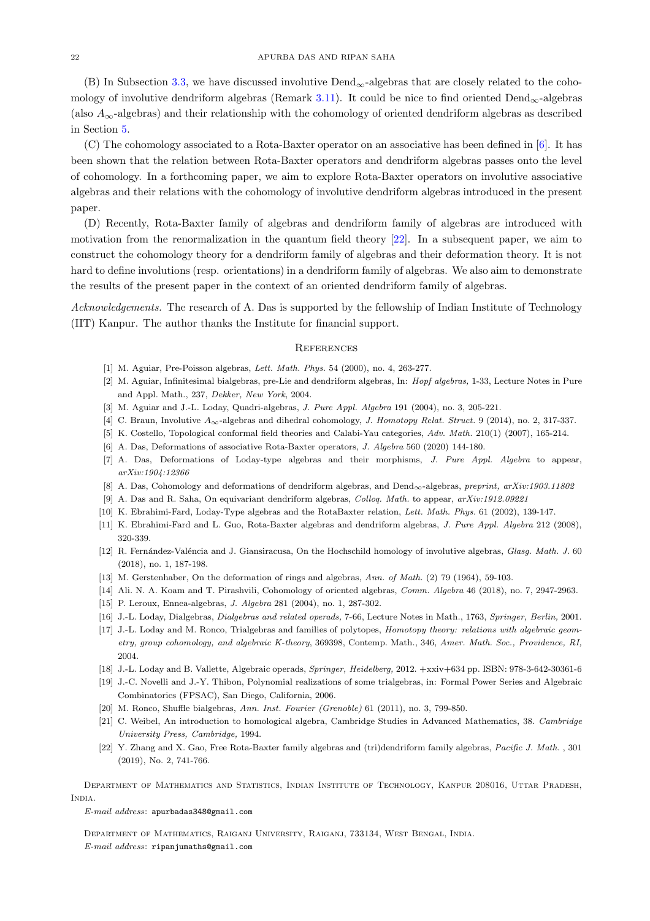(B) In Subsection 3.3, we have discussed involutive $\mathrm{Dend}_\infty$-algebras that are closely related to the cohomology of involutive dendriform algebras (Remark 3.11). It could be nice to find oriented $\mathrm{Dend}_\infty$-algebras (also $A_\infty$-algebras) and their relationship with the cohomology of oriented dendriform algebras as described in Section 5.

(C) The cohomology associated to a Rota-Baxter operator on an associative has been defined in [6]. It has been shown that the relation between Rota-Baxter operators and dendriform algebras passes onto the level of cohomology. In a forthcoming paper, we aim to explore Rota-Baxter operators on involutive associative algebras and their relations with the cohomology of involutive dendriform algebras introduced in the present paper.

(D) Recently, Rota-Baxter family of algebras and dendriform family of algebras are introduced with motivation from the renormalization in the quantum field theory [22]. In a subsequent paper, we aim to construct the cohomology theory for a dendriform family of algebras and their deformation theory. It is not hard to define involutions (resp. orientations) in a dendriform family of algebras. We also aim to demonstrate the results of the present paper in the context of an oriented dendriform family of algebras.

*Acknowledgements.* The research of A. Das is supported by the fellowship of Indian Institute of Technology (IIT) Kanpur. The author thanks the Institute for financial support.

## References

[1] M. Aguiar, Pre-Poisson algebras, *Lett. Math. Phys.* 54 (2000), no. 4, 263-277.

[2] M. Aguiar, Infinitesimal bialgebras, pre-Lie and dendriform algebras, In: *Hopf algebras,* 1-33, Lecture Notes in Pure and Appl. Math., 237, *Dekker, New York*, 2004.

[3] M. Aguiar and J.-L. Loday, Quadri-algebras, *J. Pure Appl. Algebra* 191 (2004), no. 3, 205-221.

[4] C. Braun, Involutive $A_\infty$-algebras and dihedral cohomology, *J. Homotopy Relat. Struct.* 9 (2014), no. 2, 317-337.

[5] K. Costello, Topological conformal field theories and Calabi-Yau categories, *Adv. Math.* 210(1) (2007), 165-214.

[6] A. Das, Deformations of associative Rota-Baxter operators, *J. Algebra* 560 (2020) 144-180.

[7] A. Das, Deformations of Loday-type algebras and their morphisms, *J. Pure Appl. Algebra* to appear, *arXiv:1904:12366*

[8] A. Das, Cohomology and deformations of dendriform algebras, and $\mathrm{Dend}_\infty$-algebras, *preprint, arXiv:1903.11802*

[9] A. Das and R. Saha, On equivariant dendriform algebras, *Colloq. Math.* to appear, *arXiv:1912.09221*

[10] K. Ebrahimi-Fard, Loday-Type algebras and the RotaBaxter relation, *Lett. Math. Phys.* 61 (2002), 139-147.

[11] K. Ebrahimi-Fard and L. Guo, Rota-Baxter algebras and dendriform algebras, *J. Pure Appl. Algebra* 212 (2008), 320-339.

[12] R. Fernández-Valéncia and J. Giansiracusa, On the Hochschild homology of involutive algebras, *Glasg. Math. J.* 60 (2018), no. 1, 187-198.

[13] M. Gerstenhaber, On the deformation of rings and algebras, *Ann. of Math.* (2) 79 (1964), 59-103.

[14] Ali. N. A. Koam and T. Pirashvili, Cohomology of oriented algebras, *Comm. Algebra* 46 (2018), no. 7, 2947-2963.

[15] P. Leroux, Ennea-algebras, *J. Algebra* 281 (2004), no. 1, 287-302.

[16] J.-L. Loday, Dialgebras, *Dialgebras and related operads,* 7-66, Lecture Notes in Math., 1763, *Springer, Berlin,* 2001.

[17] J.-L. Loday and M. Ronco, Trialgebras and families of polytopes, *Homotopy theory: relations with algebraic geometry, group cohomology, and algebraic K-theory*, 369398, Contemp. Math., 346, *Amer. Math. Soc., Providence, RI,* 2004.

[18] J.-L. Loday and B. Vallette, Algebraic operads, *Springer, Heidelberg,* 2012. +xxiv+634 pp. ISBN: 978-3-642-30361-6

[19] J.-C. Novelli and J.-Y. Thibon, Polynomial realizations of some trialgebras, in: Formal Power Series and Algebraic Combinatorics (FPSAC), San Diego, California, 2006.

[20] M. Ronco, Shuffle bialgebras, *Ann. Inst. Fourier (Grenoble)* 61 (2011), no. 3, 799-850.

[21] C. Weibel, An introduction to homological algebra, Cambridge Studies in Advanced Mathematics, 38. *Cambridge University Press, Cambridge,* 1994.

[22] Y. Zhang and X. Gao, Free Rota-Baxter family algebras and (tri)dendriform family algebras, *Pacific J. Math.* , 301 (2019), No. 2, 741-766.

Department of Mathematics and Statistics, Indian Institute of Technology, Kanpur 208016, Uttar Pradesh, India.

*E-mail address*: apurbadas348@gmail.com

Department of Mathematics, Raiganj University, Raiganj, 733134, West Bengal, India.

*E-mail address*: ripanjumaths@gmail.com